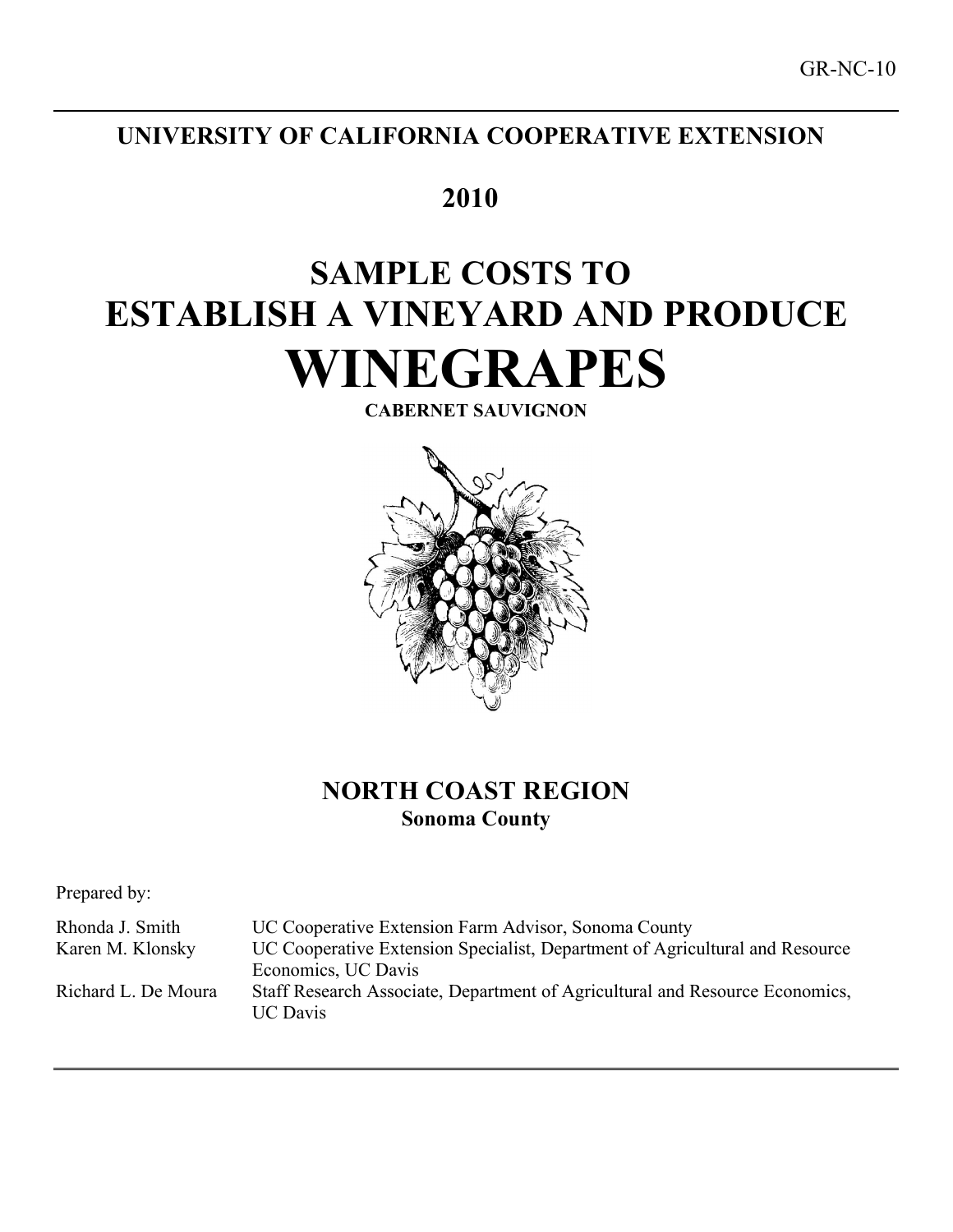GR-NC-10

# UNIVERSITY OF CALIFORNIA COOPERATIVE EXTENSION

## 2010

# SAMPLE COSTS TO ESTABLISH A VINEYARD AND PRODUCE WINEGRAPES

**CABERNET SAUVIGNON**

## NORTH COAST REGION

**Sonoma County**

Prepared by:

| | |
|---|---|
| Rhonda J. Smith | UC Cooperative Extension Farm Advisor, Sonoma County |
| Karen M. Klonsky | UC Cooperative Extension Specialist, Department of Agricultural and Resource Economics, UC Davis |
| Richard L. De Moura | Staff Research Associate, Department of Agricultural and Resource Economics, UC Davis |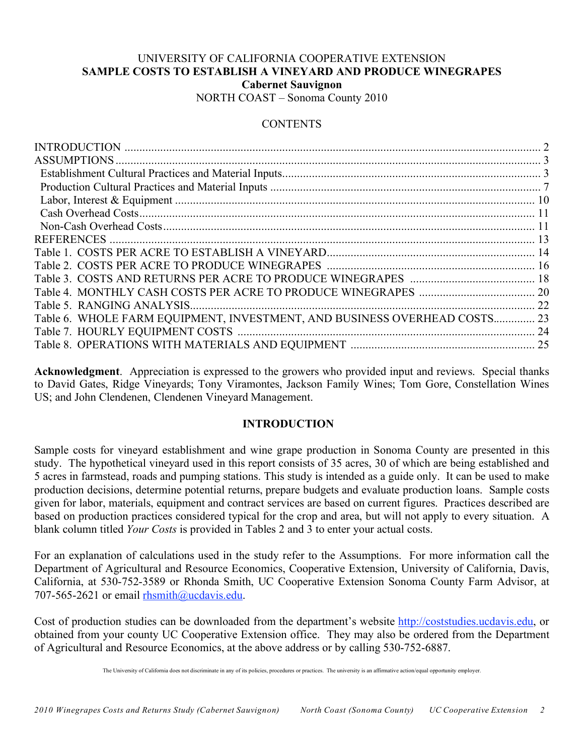UNIVERSITY OF CALIFORNIA COOPERATIVE EXTENSION

# SAMPLE COSTS TO ESTABLISH A VINEYARD AND PRODUCE WINEGRAPES

## Cabernet Sauvignon

NORTH COAST – Sonoma County 2010

CONTENTS

| | |
|---|---|
| INTRODUCTION | 2 |
| ASSUMPTIONS | 3 |
| Establishment Cultural Practices and Material Inputs | 3 |
| Production Cultural Practices and Material Inputs | 7 |
| Labor, Interest & Equipment | 10 |
| Cash Overhead Costs | 11 |
| Non-Cash Overhead Costs | 11 |
| REFERENCES | 13 |
| Table 1. COSTS PER ACRE TO ESTABLISH A VINEYARD | 14 |
| Table 2. COSTS PER ACRE TO PRODUCE WINEGRAPES | 16 |
| Table 3. COSTS AND RETURNS PER ACRE TO PRODUCE WINEGRAPES | 18 |
| Table 4. MONTHLY CASH COSTS PER ACRE TO PRODUCE WINEGRAPES | 20 |
| Table 5. RANGING ANALYSIS | 22 |
| Table 6. WHOLE FARM EQUIPMENT, INVESTMENT, AND BUSINESS OVERHEAD COSTS | 23 |
| Table 7. HOURLY EQUIPMENT COSTS | 24 |
| Table 8. OPERATIONS WITH MATERIALS AND EQUIPMENT | 25 |

**Acknowledgment**. Appreciation is expressed to the growers who provided input and reviews. Special thanks to David Gates, Ridge Vineyards; Tony Viramontes, Jackson Family Wines; Tom Gore, Constellation Wines US; and John Clendenen, Clendenen Vineyard Management.

## INTRODUCTION

Sample costs for vineyard establishment and wine grape production in Sonoma County are presented in this study. The hypothetical vineyard used in this report consists of 35 acres, 30 of which are being established and 5 acres in farmstead, roads and pumping stations. This study is intended as a guide only. It can be used to make production decisions, determine potential returns, prepare budgets and evaluate production loans. Sample costs given for labor, materials, equipment and contract services are based on current figures. Practices described are based on production practices considered typical for the crop and area, but will not apply to every situation. A blank column titled *Your Costs* is provided in Tables 2 and 3 to enter your actual costs.

For an explanation of calculations used in the study refer to the Assumptions. For more information call the Department of Agricultural and Resource Economics, Cooperative Extension, University of California, Davis, California, at 530-752-3589 or Rhonda Smith, UC Cooperative Extension Sonoma County Farm Advisor, at 707-565-2621 or email rhsmith@ucdavis.edu.

Cost of production studies can be downloaded from the department's website http://coststudies.ucdavis.edu, or obtained from your county UC Cooperative Extension office. They may also be ordered from the Department of Agricultural and Resource Economics, at the above address or by calling 530-752-6887.

The University of California does not discriminate in any of its policies, procedures or practices. The university is an affirmative action/equal opportunity employer.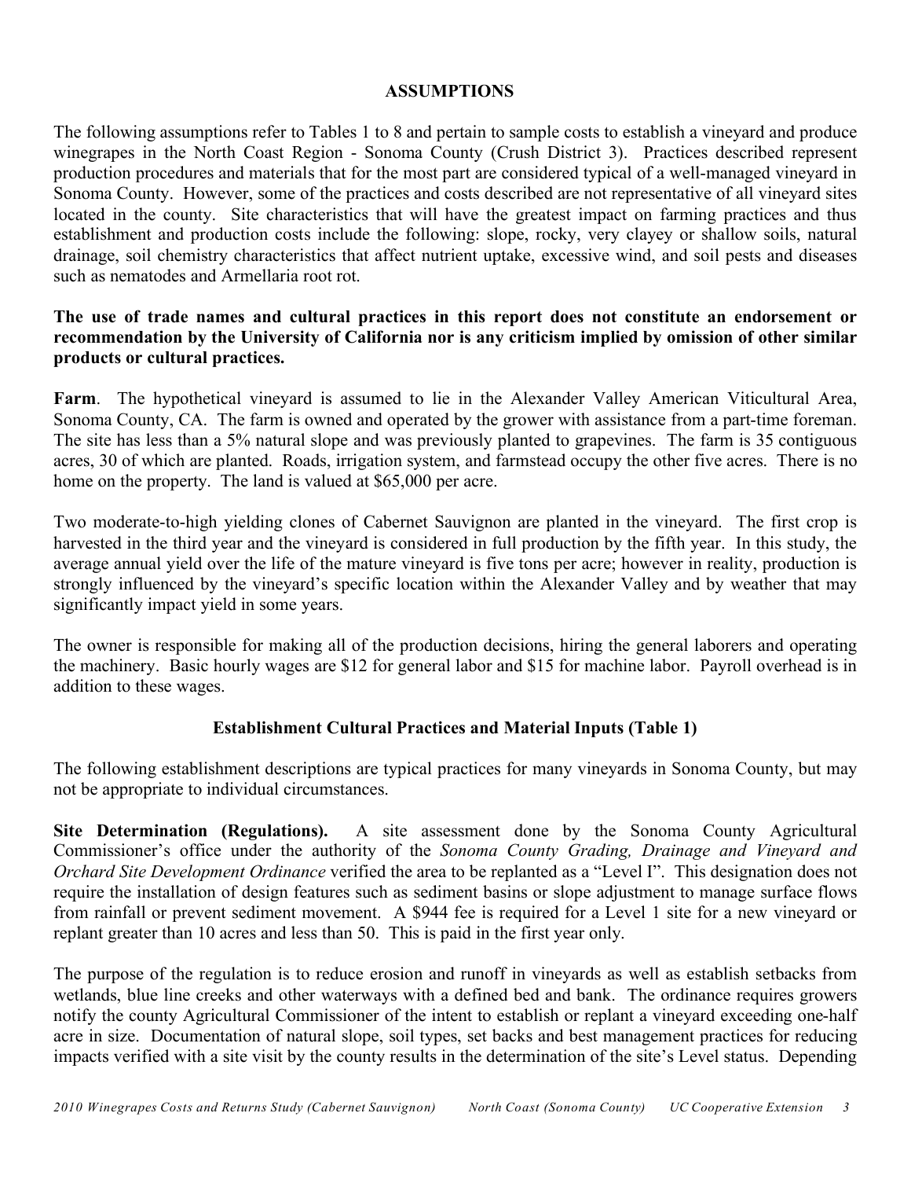## ASSUMPTIONS

The following assumptions refer to Tables 1 to 8 and pertain to sample costs to establish a vineyard and produce winegrapes in the North Coast Region - Sonoma County (Crush District 3). Practices described represent production procedures and materials that for the most part are considered typical of a well-managed vineyard in Sonoma County. However, some of the practices and costs described are not representative of all vineyard sites located in the county. Site characteristics that will have the greatest impact on farming practices and thus establishment and production costs include the following: slope, rocky, very clayey or shallow soils, natural drainage, soil chemistry characteristics that affect nutrient uptake, excessive wind, and soil pests and diseases such as nematodes and Armellaria root rot.

**The use of trade names and cultural practices in this report does not constitute an endorsement or recommendation by the University of California nor is any criticism implied by omission of other similar products or cultural practices.**

**Farm**. The hypothetical vineyard is assumed to lie in the Alexander Valley American Viticultural Area, Sonoma County, CA. The farm is owned and operated by the grower with assistance from a part-time foreman. The site has less than a 5% natural slope and was previously planted to grapevines. The farm is 35 contiguous acres, 30 of which are planted. Roads, irrigation system, and farmstead occupy the other five acres. There is no home on the property. The land is valued at $65,000 per acre.

Two moderate-to-high yielding clones of Cabernet Sauvignon are planted in the vineyard. The first crop is harvested in the third year and the vineyard is considered in full production by the fifth year. In this study, the average annual yield over the life of the mature vineyard is five tons per acre; however in reality, production is strongly influenced by the vineyard's specific location within the Alexander Valley and by weather that may significantly impact yield in some years.

The owner is responsible for making all of the production decisions, hiring the general laborers and operating the machinery. Basic hourly wages are $12 for general labor and $15 for machine labor. Payroll overhead is in addition to these wages.

### Establishment Cultural Practices and Material Inputs (Table 1)

The following establishment descriptions are typical practices for many vineyards in Sonoma County, but may not be appropriate to individual circumstances.

**Site Determination (Regulations).** A site assessment done by the Sonoma County Agricultural Commissioner's office under the authority of the *Sonoma County Grading, Drainage and Vineyard and Orchard Site Development Ordinance* verified the area to be replanted as a "Level I". This designation does not require the installation of design features such as sediment basins or slope adjustment to manage surface flows from rainfall or prevent sediment movement. A $944 fee is required for a Level 1 site for a new vineyard or replant greater than 10 acres and less than 50. This is paid in the first year only.

The purpose of the regulation is to reduce erosion and runoff in vineyards as well as establish setbacks from wetlands, blue line creeks and other waterways with a defined bed and bank. The ordinance requires growers notify the county Agricultural Commissioner of the intent to establish or replant a vineyard exceeding one-half acre in size. Documentation of natural slope, soil types, set backs and best management practices for reducing impacts verified with a site visit by the county results in the determination of the site's Level status. Depending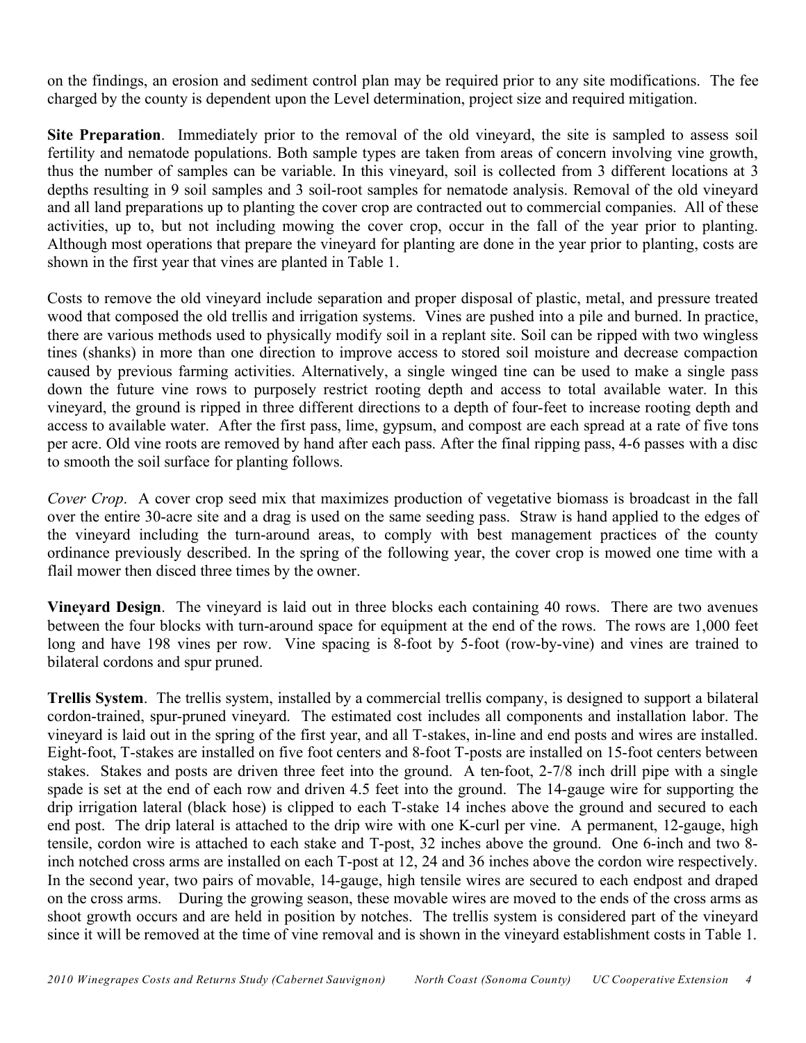on the findings, an erosion and sediment control plan may be required prior to any site modifications. The fee charged by the county is dependent upon the Level determination, project size and required mitigation.

**Site Preparation**. Immediately prior to the removal of the old vineyard, the site is sampled to assess soil fertility and nematode populations. Both sample types are taken from areas of concern involving vine growth, thus the number of samples can be variable. In this vineyard, soil is collected from 3 different locations at 3 depths resulting in 9 soil samples and 3 soil-root samples for nematode analysis. Removal of the old vineyard and all land preparations up to planting the cover crop are contracted out to commercial companies. All of these activities, up to, but not including mowing the cover crop, occur in the fall of the year prior to planting. Although most operations that prepare the vineyard for planting are done in the year prior to planting, costs are shown in the first year that vines are planted in Table 1.

Costs to remove the old vineyard include separation and proper disposal of plastic, metal, and pressure treated wood that composed the old trellis and irrigation systems. Vines are pushed into a pile and burned. In practice, there are various methods used to physically modify soil in a replant site. Soil can be ripped with two wingless tines (shanks) in more than one direction to improve access to stored soil moisture and decrease compaction caused by previous farming activities. Alternatively, a single winged tine can be used to make a single pass down the future vine rows to purposely restrict rooting depth and access to total available water. In this vineyard, the ground is ripped in three different directions to a depth of four-feet to increase rooting depth and access to available water. After the first pass, lime, gypsum, and compost are each spread at a rate of five tons per acre. Old vine roots are removed by hand after each pass. After the final ripping pass, 4-6 passes with a disc to smooth the soil surface for planting follows.

*Cover Crop*. A cover crop seed mix that maximizes production of vegetative biomass is broadcast in the fall over the entire 30-acre site and a drag is used on the same seeding pass. Straw is hand applied to the edges of the vineyard including the turn-around areas, to comply with best management practices of the county ordinance previously described. In the spring of the following year, the cover crop is mowed one time with a flail mower then disced three times by the owner.

**Vineyard Design**. The vineyard is laid out in three blocks each containing 40 rows. There are two avenues between the four blocks with turn-around space for equipment at the end of the rows. The rows are 1,000 feet long and have 198 vines per row. Vine spacing is 8-foot by 5-foot (row-by-vine) and vines are trained to bilateral cordons and spur pruned.

**Trellis System**. The trellis system, installed by a commercial trellis company, is designed to support a bilateral cordon-trained, spur-pruned vineyard. The estimated cost includes all components and installation labor. The vineyard is laid out in the spring of the first year, and all T-stakes, in-line and end posts and wires are installed. Eight-foot, T-stakes are installed on five foot centers and 8-foot T-posts are installed on 15-foot centers between stakes. Stakes and posts are driven three feet into the ground. A ten-foot, 2-7/8 inch drill pipe with a single spade is set at the end of each row and driven 4.5 feet into the ground. The 14-gauge wire for supporting the drip irrigation lateral (black hose) is clipped to each T-stake 14 inches above the ground and secured to each end post. The drip lateral is attached to the drip wire with one K-curl per vine. A permanent, 12-gauge, high tensile, cordon wire is attached to each stake and T-post, 32 inches above the ground. One 6-inch and two 8-inch notched cross arms are installed on each T-post at 12, 24 and 36 inches above the cordon wire respectively. In the second year, two pairs of movable, 14-gauge, high tensile wires are secured to each endpost and draped on the cross arms. During the growing season, these movable wires are moved to the ends of the cross arms as shoot growth occurs and are held in position by notches. The trellis system is considered part of the vineyard since it will be removed at the time of vine removal and is shown in the vineyard establishment costs in Table 1.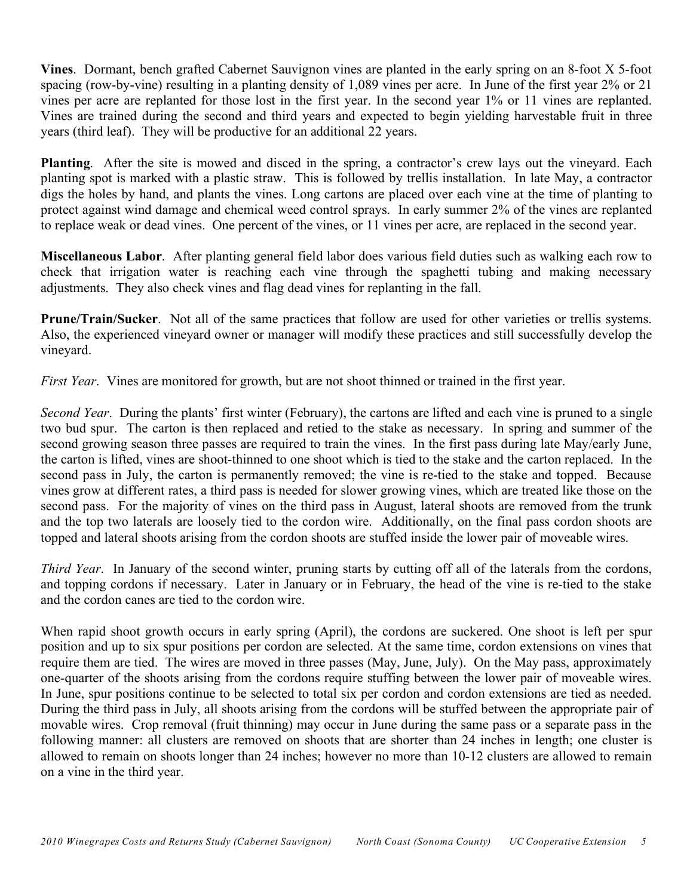**Vines**. Dormant, bench grafted Cabernet Sauvignon vines are planted in the early spring on an 8-foot X 5-foot spacing (row-by-vine) resulting in a planting density of 1,089 vines per acre. In June of the first year 2% or 21 vines per acre are replanted for those lost in the first year. In the second year 1% or 11 vines are replanted. Vines are trained during the second and third years and expected to begin yielding harvestable fruit in three years (third leaf). They will be productive for an additional 22 years.

**Planting**. After the site is mowed and disced in the spring, a contractor's crew lays out the vineyard. Each planting spot is marked with a plastic straw. This is followed by trellis installation. In late May, a contractor digs the holes by hand, and plants the vines. Long cartons are placed over each vine at the time of planting to protect against wind damage and chemical weed control sprays. In early summer 2% of the vines are replanted to replace weak or dead vines. One percent of the vines, or 11 vines per acre, are replaced in the second year.

**Miscellaneous Labor**. After planting general field labor does various field duties such as walking each row to check that irrigation water is reaching each vine through the spaghetti tubing and making necessary adjustments. They also check vines and flag dead vines for replanting in the fall.

**Prune/Train/Sucker**. Not all of the same practices that follow are used for other varieties or trellis systems. Also, the experienced vineyard owner or manager will modify these practices and still successfully develop the vineyard.

*First Year*. Vines are monitored for growth, but are not shoot thinned or trained in the first year.

*Second Year*. During the plants' first winter (February), the cartons are lifted and each vine is pruned to a single two bud spur. The carton is then replaced and retied to the stake as necessary. In spring and summer of the second growing season three passes are required to train the vines. In the first pass during late May/early June, the carton is lifted, vines are shoot-thinned to one shoot which is tied to the stake and the carton replaced. In the second pass in July, the carton is permanently removed; the vine is re-tied to the stake and topped. Because vines grow at different rates, a third pass is needed for slower growing vines, which are treated like those on the second pass. For the majority of vines on the third pass in August, lateral shoots are removed from the trunk and the top two laterals are loosely tied to the cordon wire. Additionally, on the final pass cordon shoots are topped and lateral shoots arising from the cordon shoots are stuffed inside the lower pair of moveable wires.

*Third Year*. In January of the second winter, pruning starts by cutting off all of the laterals from the cordons, and topping cordons if necessary. Later in January or in February, the head of the vine is re-tied to the stake and the cordon canes are tied to the cordon wire.

When rapid shoot growth occurs in early spring (April), the cordons are suckered. One shoot is left per spur position and up to six spur positions per cordon are selected. At the same time, cordon extensions on vines that require them are tied. The wires are moved in three passes (May, June, July). On the May pass, approximately one-quarter of the shoots arising from the cordons require stuffing between the lower pair of moveable wires. In June, spur positions continue to be selected to total six per cordon and cordon extensions are tied as needed. During the third pass in July, all shoots arising from the cordons will be stuffed between the appropriate pair of movable wires. Crop removal (fruit thinning) may occur in June during the same pass or a separate pass in the following manner: all clusters are removed on shoots that are shorter than 24 inches in length; one cluster is allowed to remain on shoots longer than 24 inches; however no more than 10-12 clusters are allowed to remain on a vine in the third year.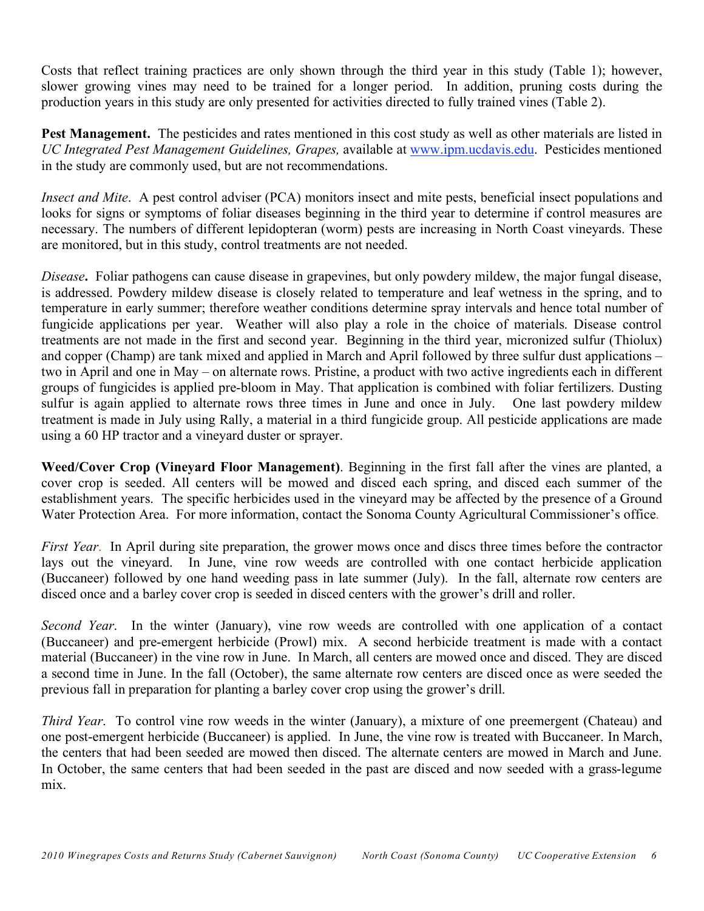Costs that reflect training practices are only shown through the third year in this study (Table 1); however, slower growing vines may need to be trained for a longer period. In addition, pruning costs during the production years in this study are only presented for activities directed to fully trained vines (Table 2).

**Pest Management.** The pesticides and rates mentioned in this cost study as well as other materials are listed in *UC Integrated Pest Management Guidelines, Grapes,* available at www.ipm.ucdavis.edu. Pesticides mentioned in the study are commonly used, but are not recommendations.

*Insect and Mite*. A pest control adviser (PCA) monitors insect and mite pests, beneficial insect populations and looks for signs or symptoms of foliar diseases beginning in the third year to determine if control measures are necessary. The numbers of different lepidopteran (worm) pests are increasing in North Coast vineyards. These are monitored, but in this study, control treatments are not needed.

*Disease***.** Foliar pathogens can cause disease in grapevines, but only powdery mildew, the major fungal disease, is addressed. Powdery mildew disease is closely related to temperature and leaf wetness in the spring, and to temperature in early summer; therefore weather conditions determine spray intervals and hence total number of fungicide applications per year. Weather will also play a role in the choice of materials. Disease control treatments are not made in the first and second year. Beginning in the third year, micronized sulfur (Thiolux) and copper (Champ) are tank mixed and applied in March and April followed by three sulfur dust applications – two in April and one in May – on alternate rows. Pristine, a product with two active ingredients each in different groups of fungicides is applied pre-bloom in May. That application is combined with foliar fertilizers. Dusting sulfur is again applied to alternate rows three times in June and once in July. One last powdery mildew treatment is made in July using Rally, a material in a third fungicide group. All pesticide applications are made using a 60 HP tractor and a vineyard duster or sprayer.

**Weed/Cover Crop (Vineyard Floor Management)**. Beginning in the first fall after the vines are planted, a cover crop is seeded. All centers will be mowed and disced each spring, and disced each summer of the establishment years. The specific herbicides used in the vineyard may be affected by the presence of a Ground Water Protection Area. For more information, contact the Sonoma County Agricultural Commissioner's office.

*First Year*. In April during site preparation, the grower mows once and discs three times before the contractor lays out the vineyard. In June, vine row weeds are controlled with one contact herbicide application (Buccaneer) followed by one hand weeding pass in late summer (July). In the fall, alternate row centers are disced once and a barley cover crop is seeded in disced centers with the grower's drill and roller.

*Second Year*. In the winter (January), vine row weeds are controlled with one application of a contact (Buccaneer) and pre-emergent herbicide (Prowl) mix. A second herbicide treatment is made with a contact material (Buccaneer) in the vine row in June. In March, all centers are mowed once and disced. They are disced a second time in June. In the fall (October), the same alternate row centers are disced once as were seeded the previous fall in preparation for planting a barley cover crop using the grower's drill.

*Third Year*. To control vine row weeds in the winter (January), a mixture of one preemergent (Chateau) and one post-emergent herbicide (Buccaneer) is applied. In June, the vine row is treated with Buccaneer. In March, the centers that had been seeded are mowed then disced. The alternate centers are mowed in March and June. In October, the same centers that had been seeded in the past are disced and now seeded with a grass-legume mix.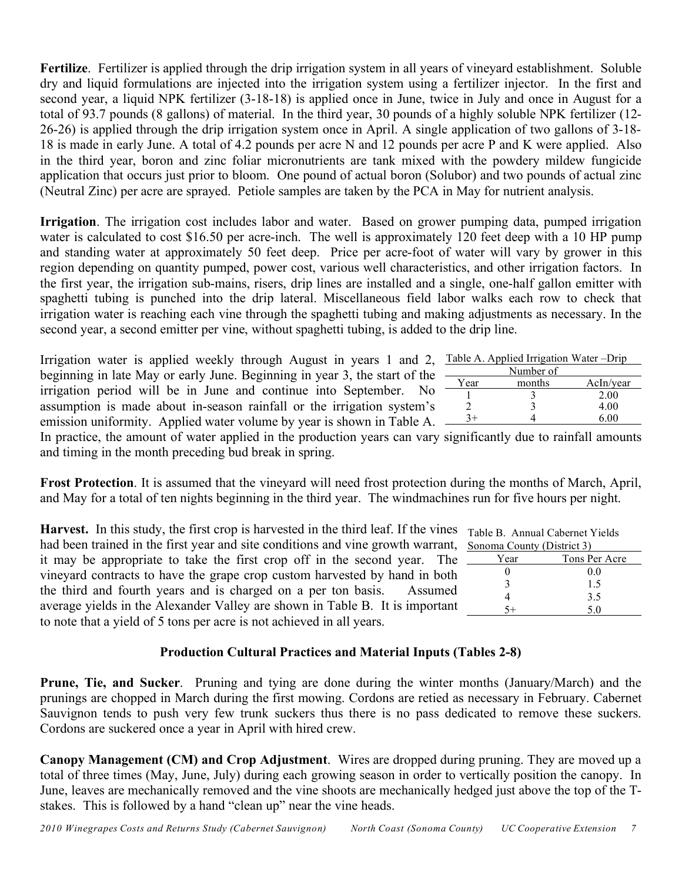**Fertilize**. Fertilizer is applied through the drip irrigation system in all years of vineyard establishment. Soluble dry and liquid formulations are injected into the irrigation system using a fertilizer injector. In the first and second year, a liquid NPK fertilizer (3-18-18) is applied once in June, twice in July and once in August for a total of 93.7 pounds (8 gallons) of material. In the third year, 30 pounds of a highly soluble NPK fertilizer (12-26-26) is applied through the drip irrigation system once in April. A single application of two gallons of 3-18-18 is made in early June. A total of 4.2 pounds per acre N and 12 pounds per acre P and K were applied. Also in the third year, boron and zinc foliar micronutrients are tank mixed with the powdery mildew fungicide application that occurs just prior to bloom. One pound of actual boron (Solubor) and two pounds of actual zinc (Neutral Zinc) per acre are sprayed. Petiole samples are taken by the PCA in May for nutrient analysis.

**Irrigation**. The irrigation cost includes labor and water. Based on grower pumping data, pumped irrigation water is calculated to cost $16.50 per acre-inch. The well is approximately 120 feet deep with a 10 HP pump and standing water at approximately 50 feet deep. Price per acre-foot of water will vary by grower in this region depending on quantity pumped, power cost, various well characteristics, and other irrigation factors. In the first year, the irrigation sub-mains, risers, drip lines are installed and a single, one-half gallon emitter with spaghetti tubing is punched into the drip lateral. Miscellaneous field labor walks each row to check that irrigation water is reaching each vine through the spaghetti tubing and making adjustments as necessary. In the second year, a second emitter per vine, without spaghetti tubing, is added to the drip line.

Irrigation water is applied weekly through August in years 1 and 2, beginning in late May or early June. Beginning in year 3, the start of the irrigation period will be in June and continue into September. No assumption is made about in-season rainfall or the irrigation system's emission uniformity. Applied water volume by year is shown in Table A. In practice, the amount of water applied in the production years can vary significantly due to rainfall amounts and timing in the month preceding bud break in spring.

Table A. Applied Irrigation Water –Drip

| Year | Number of months | AcIn/year |
|---|---|---|
| 1 | 3 | 2.00 |
| 2 | 3 | 4.00 |
| 3+ | 4 | 6.00 |

**Frost Protection**. It is assumed that the vineyard will need frost protection during the months of March, April, and May for a total of ten nights beginning in the third year. The windmachines run for five hours per night.

**Harvest.** In this study, the first crop is harvested in the third leaf. If the vines had been trained in the first year and site conditions and vine growth warrant, it may be appropriate to take the first crop off in the second year. The vineyard contracts to have the grape crop custom harvested by hand in both the third and fourth years and is charged on a per ton basis. Assumed average yields in the Alexander Valley are shown in Table B. It is important to note that a yield of 5 tons per acre is not achieved in all years.

Table B. Annual Cabernet Yields Sonoma County (District 3)

| Year | Tons Per Acre |
|---|---|
| 0 | 0.0 |
| 3 | 1.5 |
| 4 | 3.5 |
| 5+ | 5.0 |

## Production Cultural Practices and Material Inputs (Tables 2-8)

**Prune, Tie, and Sucker**. Pruning and tying are done during the winter months (January/March) and the prunings are chopped in March during the first mowing. Cordons are retied as necessary in February. Cabernet Sauvignon tends to push very few trunk suckers thus there is no pass dedicated to remove these suckers. Cordons are suckered once a year in April with hired crew.

**Canopy Management (CM) and Crop Adjustment**. Wires are dropped during pruning. They are moved up a total of three times (May, June, July) during each growing season in order to vertically position the canopy. In June, leaves are mechanically removed and the vine shoots are mechanically hedged just above the top of the T-stakes. This is followed by a hand "clean up" near the vine heads.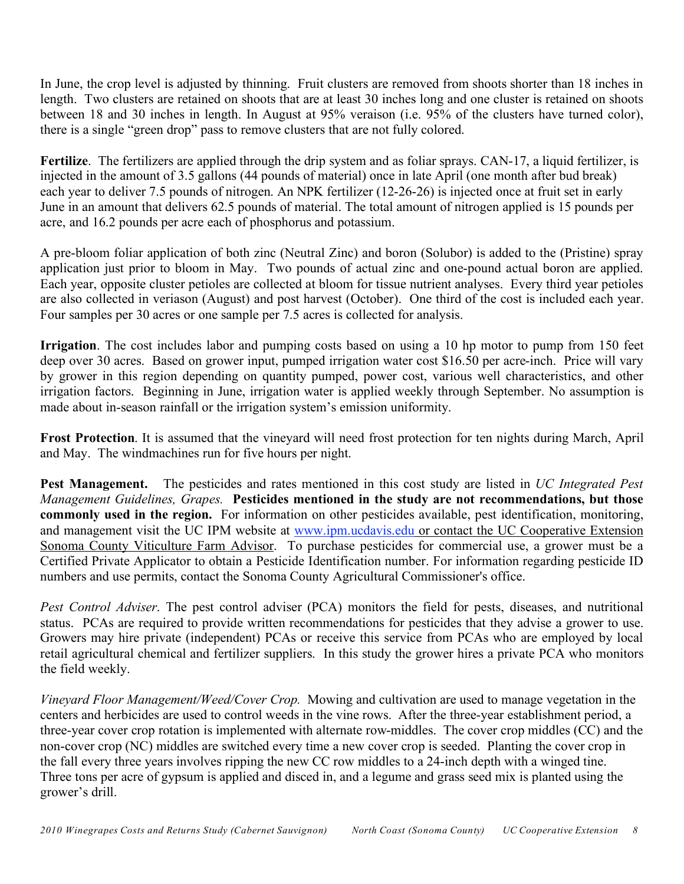In June, the crop level is adjusted by thinning. Fruit clusters are removed from shoots shorter than 18 inches in length. Two clusters are retained on shoots that are at least 30 inches long and one cluster is retained on shoots between 18 and 30 inches in length. In August at 95% veraison (i.e. 95% of the clusters have turned color), there is a single "green drop" pass to remove clusters that are not fully colored.

**Fertilize**. The fertilizers are applied through the drip system and as foliar sprays. CAN-17, a liquid fertilizer, is injected in the amount of 3.5 gallons (44 pounds of material) once in late April (one month after bud break) each year to deliver 7.5 pounds of nitrogen. An NPK fertilizer (12-26-26) is injected once at fruit set in early June in an amount that delivers 62.5 pounds of material. The total amount of nitrogen applied is 15 pounds per acre, and 16.2 pounds per acre each of phosphorus and potassium.

A pre-bloom foliar application of both zinc (Neutral Zinc) and boron (Solubor) is added to the (Pristine) spray application just prior to bloom in May. Two pounds of actual zinc and one-pound actual boron are applied. Each year, opposite cluster petioles are collected at bloom for tissue nutrient analyses. Every third year petioles are also collected in veriason (August) and post harvest (October). One third of the cost is included each year. Four samples per 30 acres or one sample per 7.5 acres is collected for analysis.

**Irrigation**. The cost includes labor and pumping costs based on using a 10 hp motor to pump from 150 feet deep over 30 acres. Based on grower input, pumped irrigation water cost $16.50 per acre-inch. Price will vary by grower in this region depending on quantity pumped, power cost, various well characteristics, and other irrigation factors. Beginning in June, irrigation water is applied weekly through September. No assumption is made about in-season rainfall or the irrigation system's emission uniformity.

**Frost Protection**. It is assumed that the vineyard will need frost protection for ten nights during March, April and May. The windmachines run for five hours per night.

**Pest Management.** The pesticides and rates mentioned in this cost study are listed in *UC Integrated Pest Management Guidelines, Grapes.* **Pesticides mentioned in the study are not recommendations, but those commonly used in the region.** For information on other pesticides available, pest identification, monitoring, and management visit the UC IPM website at www.ipm.ucdavis.edu or contact the UC Cooperative Extension Sonoma County Viticulture Farm Advisor. To purchase pesticides for commercial use, a grower must be a Certified Private Applicator to obtain a Pesticide Identification number. For information regarding pesticide ID numbers and use permits, contact the Sonoma County Agricultural Commissioner's office.

*Pest Control Adviser*. The pest control adviser (PCA) monitors the field for pests, diseases, and nutritional status. PCAs are required to provide written recommendations for pesticides that they advise a grower to use. Growers may hire private (independent) PCAs or receive this service from PCAs who are employed by local retail agricultural chemical and fertilizer suppliers. In this study the grower hires a private PCA who monitors the field weekly.

*Vineyard Floor Management/Weed/Cover Crop.* Mowing and cultivation are used to manage vegetation in the centers and herbicides are used to control weeds in the vine rows. After the three-year establishment period, a three-year cover crop rotation is implemented with alternate row-middles. The cover crop middles (CC) and the non-cover crop (NC) middles are switched every time a new cover crop is seeded. Planting the cover crop in the fall every three years involves ripping the new CC row middles to a 24-inch depth with a winged tine. Three tons per acre of gypsum is applied and disced in, and a legume and grass seed mix is planted using the grower's drill.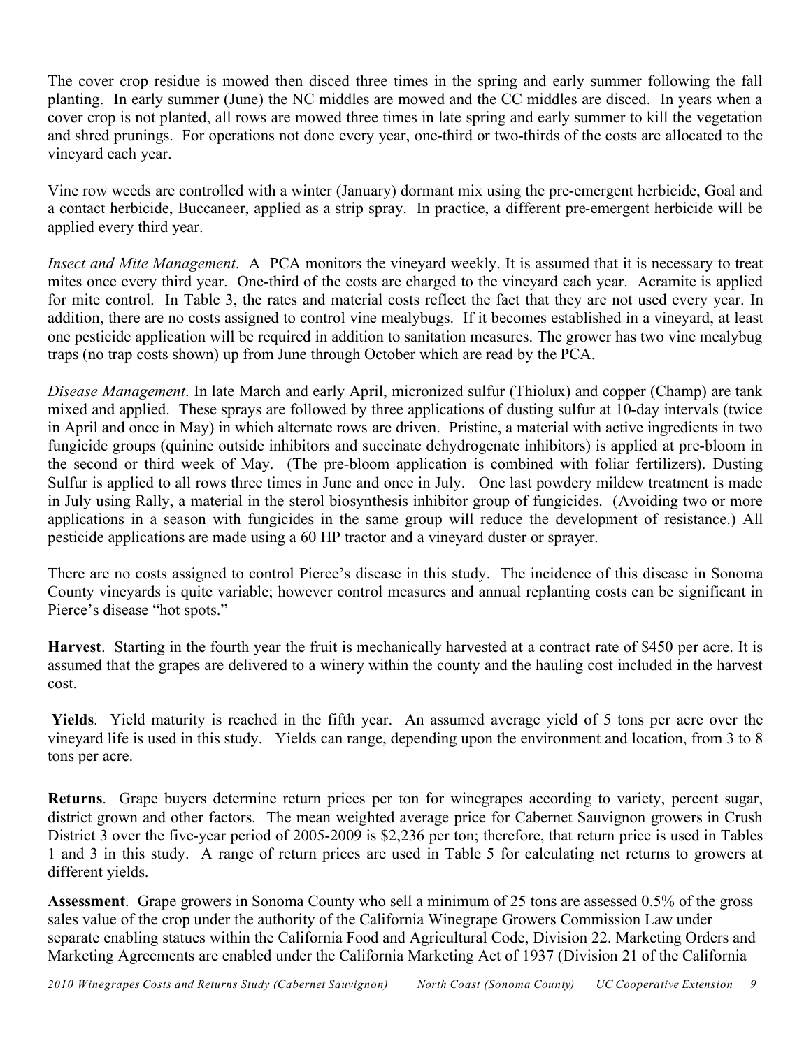The cover crop residue is mowed then disced three times in the spring and early summer following the fall planting. In early summer (June) the NC middles are mowed and the CC middles are disced. In years when a cover crop is not planted, all rows are mowed three times in late spring and early summer to kill the vegetation and shred prunings. For operations not done every year, one-third or two-thirds of the costs are allocated to the vineyard each year.

Vine row weeds are controlled with a winter (January) dormant mix using the pre-emergent herbicide, Goal and a contact herbicide, Buccaneer, applied as a strip spray. In practice, a different pre-emergent herbicide will be applied every third year.

*Insect and Mite Management*. A PCA monitors the vineyard weekly. It is assumed that it is necessary to treat mites once every third year. One-third of the costs are charged to the vineyard each year. Acramite is applied for mite control. In Table 3, the rates and material costs reflect the fact that they are not used every year. In addition, there are no costs assigned to control vine mealybugs. If it becomes established in a vineyard, at least one pesticide application will be required in addition to sanitation measures. The grower has two vine mealybug traps (no trap costs shown) up from June through October which are read by the PCA.

*Disease Management*. In late March and early April, micronized sulfur (Thiolux) and copper (Champ) are tank mixed and applied. These sprays are followed by three applications of dusting sulfur at 10-day intervals (twice in April and once in May) in which alternate rows are driven. Pristine, a material with active ingredients in two fungicide groups (quinine outside inhibitors and succinate dehydrogenate inhibitors) is applied at pre-bloom in the second or third week of May. (The pre-bloom application is combined with foliar fertilizers). Dusting Sulfur is applied to all rows three times in June and once in July. One last powdery mildew treatment is made in July using Rally, a material in the sterol biosynthesis inhibitor group of fungicides. (Avoiding two or more applications in a season with fungicides in the same group will reduce the development of resistance.) All pesticide applications are made using a 60 HP tractor and a vineyard duster or sprayer.

There are no costs assigned to control Pierce's disease in this study. The incidence of this disease in Sonoma County vineyards is quite variable; however control measures and annual replanting costs can be significant in Pierce's disease "hot spots."

**Harvest**. Starting in the fourth year the fruit is mechanically harvested at a contract rate of $450 per acre. It is assumed that the grapes are delivered to a winery within the county and the hauling cost included in the harvest cost.

**Yields**. Yield maturity is reached in the fifth year. An assumed average yield of 5 tons per acre over the vineyard life is used in this study. Yields can range, depending upon the environment and location, from 3 to 8 tons per acre.

**Returns**. Grape buyers determine return prices per ton for winegrapes according to variety, percent sugar, district grown and other factors. The mean weighted average price for Cabernet Sauvignon growers in Crush District 3 over the five-year period of 2005-2009 is $2,236 per ton; therefore, that return price is used in Tables 1 and 3 in this study. A range of return prices are used in Table 5 for calculating net returns to growers at different yields.

**Assessment**. Grape growers in Sonoma County who sell a minimum of 25 tons are assessed 0.5% of the gross sales value of the crop under the authority of the California Winegrape Growers Commission Law under separate enabling statues within the California Food and Agricultural Code, Division 22. Marketing Orders and Marketing Agreements are enabled under the California Marketing Act of 1937 (Division 21 of the California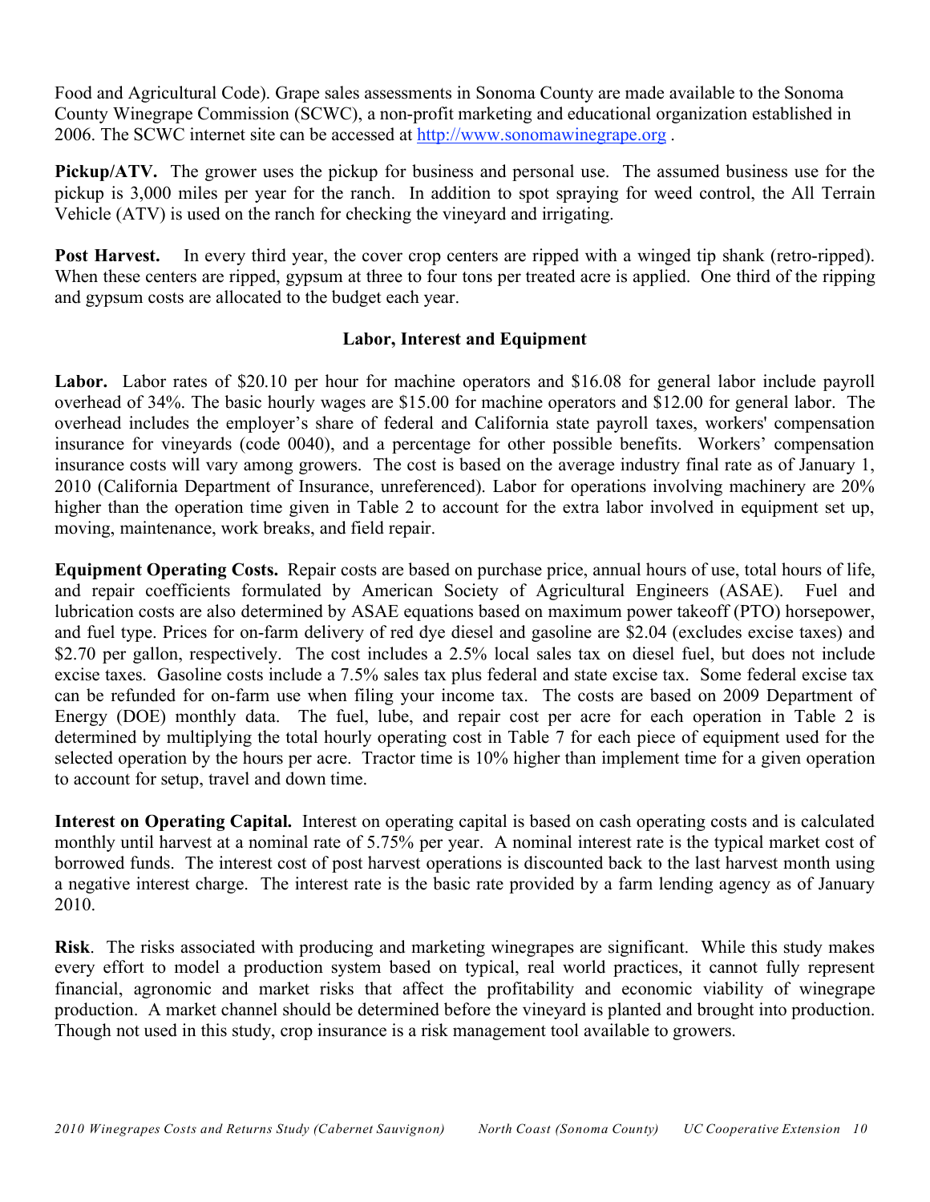Food and Agricultural Code). Grape sales assessments in Sonoma County are made available to the Sonoma County Winegrape Commission (SCWC), a non-profit marketing and educational organization established in 2006. The SCWC internet site can be accessed at http://www.sonomawinegrape.org .

**Pickup/ATV.** The grower uses the pickup for business and personal use. The assumed business use for the pickup is 3,000 miles per year for the ranch. In addition to spot spraying for weed control, the All Terrain Vehicle (ATV) is used on the ranch for checking the vineyard and irrigating.

**Post Harvest.** In every third year, the cover crop centers are ripped with a winged tip shank (retro-ripped). When these centers are ripped, gypsum at three to four tons per treated acre is applied. One third of the ripping and gypsum costs are allocated to the budget each year.

## Labor, Interest and Equipment

**Labor.** Labor rates of $20.10 per hour for machine operators and $16.08 for general labor include payroll overhead of 34%. The basic hourly wages are $15.00 for machine operators and $12.00 for general labor. The overhead includes the employer's share of federal and California state payroll taxes, workers' compensation insurance for vineyards (code 0040), and a percentage for other possible benefits. Workers' compensation insurance costs will vary among growers. The cost is based on the average industry final rate as of January 1, 2010 (California Department of Insurance, unreferenced). Labor for operations involving machinery are 20% higher than the operation time given in Table 2 to account for the extra labor involved in equipment set up, moving, maintenance, work breaks, and field repair.

**Equipment Operating Costs.** Repair costs are based on purchase price, annual hours of use, total hours of life, and repair coefficients formulated by American Society of Agricultural Engineers (ASAE). Fuel and lubrication costs are also determined by ASAE equations based on maximum power takeoff (PTO) horsepower, and fuel type. Prices for on-farm delivery of red dye diesel and gasoline are $2.04 (excludes excise taxes) and $2.70 per gallon, respectively. The cost includes a 2.5% local sales tax on diesel fuel, but does not include excise taxes. Gasoline costs include a 7.5% sales tax plus federal and state excise tax. Some federal excise tax can be refunded for on-farm use when filing your income tax. The costs are based on 2009 Department of Energy (DOE) monthly data. The fuel, lube, and repair cost per acre for each operation in Table 2 is determined by multiplying the total hourly operating cost in Table 7 for each piece of equipment used for the selected operation by the hours per acre. Tractor time is 10% higher than implement time for a given operation to account for setup, travel and down time.

**Interest on Operating Capital.** Interest on operating capital is based on cash operating costs and is calculated monthly until harvest at a nominal rate of 5.75% per year. A nominal interest rate is the typical market cost of borrowed funds. The interest cost of post harvest operations is discounted back to the last harvest month using a negative interest charge. The interest rate is the basic rate provided by a farm lending agency as of January 2010.

**Risk**. The risks associated with producing and marketing winegrapes are significant. While this study makes every effort to model a production system based on typical, real world practices, it cannot fully represent financial, agronomic and market risks that affect the profitability and economic viability of winegrape production. A market channel should be determined before the vineyard is planted and brought into production. Though not used in this study, crop insurance is a risk management tool available to growers.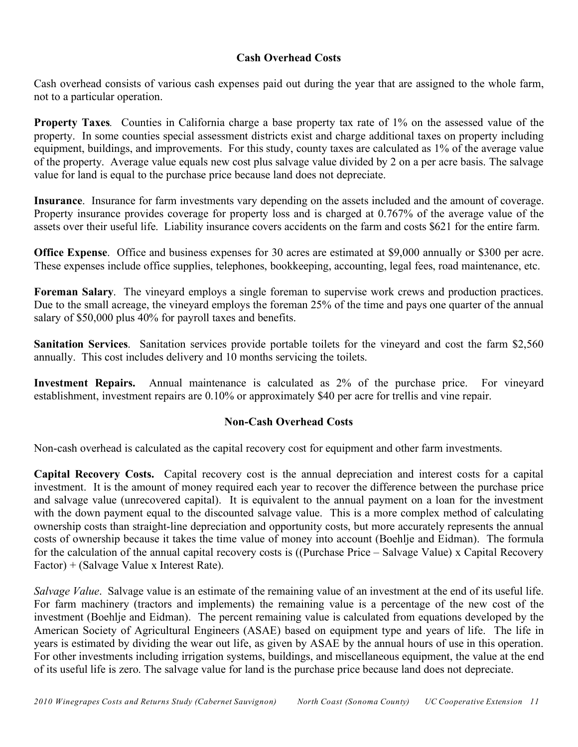## Cash Overhead Costs

Cash overhead consists of various cash expenses paid out during the year that are assigned to the whole farm, not to a particular operation.

**Property Taxes**. Counties in California charge a base property tax rate of 1% on the assessed value of the property. In some counties special assessment districts exist and charge additional taxes on property including equipment, buildings, and improvements. For this study, county taxes are calculated as 1% of the average value of the property. Average value equals new cost plus salvage value divided by 2 on a per acre basis. The salvage value for land is equal to the purchase price because land does not depreciate.

**Insurance**. Insurance for farm investments vary depending on the assets included and the amount of coverage. Property insurance provides coverage for property loss and is charged at 0.767% of the average value of the assets over their useful life. Liability insurance covers accidents on the farm and costs $621 for the entire farm.

**Office Expense**. Office and business expenses for 30 acres are estimated at $9,000 annually or $300 per acre. These expenses include office supplies, telephones, bookkeeping, accounting, legal fees, road maintenance, etc.

**Foreman Salary**. The vineyard employs a single foreman to supervise work crews and production practices. Due to the small acreage, the vineyard employs the foreman 25% of the time and pays one quarter of the annual salary of $50,000 plus 40% for payroll taxes and benefits.

**Sanitation Services**. Sanitation services provide portable toilets for the vineyard and cost the farm $2,560 annually. This cost includes delivery and 10 months servicing the toilets.

**Investment Repairs.** Annual maintenance is calculated as 2% of the purchase price. For vineyard establishment, investment repairs are 0.10% or approximately $40 per acre for trellis and vine repair.

## Non-Cash Overhead Costs

Non-cash overhead is calculated as the capital recovery cost for equipment and other farm investments.

**Capital Recovery Costs.** Capital recovery cost is the annual depreciation and interest costs for a capital investment. It is the amount of money required each year to recover the difference between the purchase price and salvage value (unrecovered capital). It is equivalent to the annual payment on a loan for the investment with the down payment equal to the discounted salvage value. This is a more complex method of calculating ownership costs than straight-line depreciation and opportunity costs, but more accurately represents the annual costs of ownership because it takes the time value of money into account (Boehlje and Eidman). The formula for the calculation of the annual capital recovery costs is ((Purchase Price – Salvage Value) x Capital Recovery Factor) + (Salvage Value x Interest Rate).

*Salvage Value*. Salvage value is an estimate of the remaining value of an investment at the end of its useful life. For farm machinery (tractors and implements) the remaining value is a percentage of the new cost of the investment (Boehlje and Eidman). The percent remaining value is calculated from equations developed by the American Society of Agricultural Engineers (ASAE) based on equipment type and years of life. The life in years is estimated by dividing the wear out life, as given by ASAE by the annual hours of use in this operation. For other investments including irrigation systems, buildings, and miscellaneous equipment, the value at the end of its useful life is zero. The salvage value for land is the purchase price because land does not depreciate.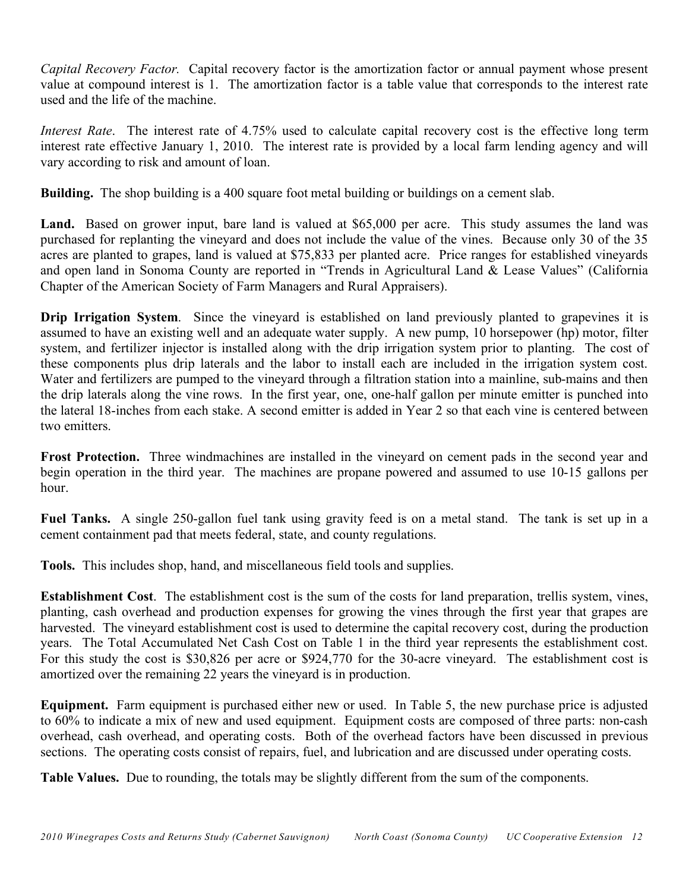*Capital Recovery Factor.* Capital recovery factor is the amortization factor or annual payment whose present value at compound interest is 1. The amortization factor is a table value that corresponds to the interest rate used and the life of the machine.

*Interest Rate*. The interest rate of 4.75% used to calculate capital recovery cost is the effective long term interest rate effective January 1, 2010. The interest rate is provided by a local farm lending agency and will vary according to risk and amount of loan.

**Building.** The shop building is a 400 square foot metal building or buildings on a cement slab.

**Land.** Based on grower input, bare land is valued at $65,000 per acre. This study assumes the land was purchased for replanting the vineyard and does not include the value of the vines. Because only 30 of the 35 acres are planted to grapes, land is valued at $75,833 per planted acre. Price ranges for established vineyards and open land in Sonoma County are reported in "Trends in Agricultural Land & Lease Values" (California Chapter of the American Society of Farm Managers and Rural Appraisers).

**Drip Irrigation System**. Since the vineyard is established on land previously planted to grapevines it is assumed to have an existing well and an adequate water supply. A new pump, 10 horsepower (hp) motor, filter system, and fertilizer injector is installed along with the drip irrigation system prior to planting. The cost of these components plus drip laterals and the labor to install each are included in the irrigation system cost. Water and fertilizers are pumped to the vineyard through a filtration station into a mainline, sub-mains and then the drip laterals along the vine rows. In the first year, one, one-half gallon per minute emitter is punched into the lateral 18-inches from each stake. A second emitter is added in Year 2 so that each vine is centered between two emitters.

**Frost Protection.** Three windmachines are installed in the vineyard on cement pads in the second year and begin operation in the third year. The machines are propane powered and assumed to use 10-15 gallons per hour.

**Fuel Tanks.** A single 250-gallon fuel tank using gravity feed is on a metal stand. The tank is set up in a cement containment pad that meets federal, state, and county regulations.

**Tools.** This includes shop, hand, and miscellaneous field tools and supplies.

**Establishment Cost**. The establishment cost is the sum of the costs for land preparation, trellis system, vines, planting, cash overhead and production expenses for growing the vines through the first year that grapes are harvested. The vineyard establishment cost is used to determine the capital recovery cost, during the production years. The Total Accumulated Net Cash Cost on Table 1 in the third year represents the establishment cost. For this study the cost is $30,826 per acre or $924,770 for the 30-acre vineyard. The establishment cost is amortized over the remaining 22 years the vineyard is in production.

**Equipment.** Farm equipment is purchased either new or used. In Table 5, the new purchase price is adjusted to 60% to indicate a mix of new and used equipment. Equipment costs are composed of three parts: non-cash overhead, cash overhead, and operating costs. Both of the overhead factors have been discussed in previous sections. The operating costs consist of repairs, fuel, and lubrication and are discussed under operating costs.

**Table Values.** Due to rounding, the totals may be slightly different from the sum of the components.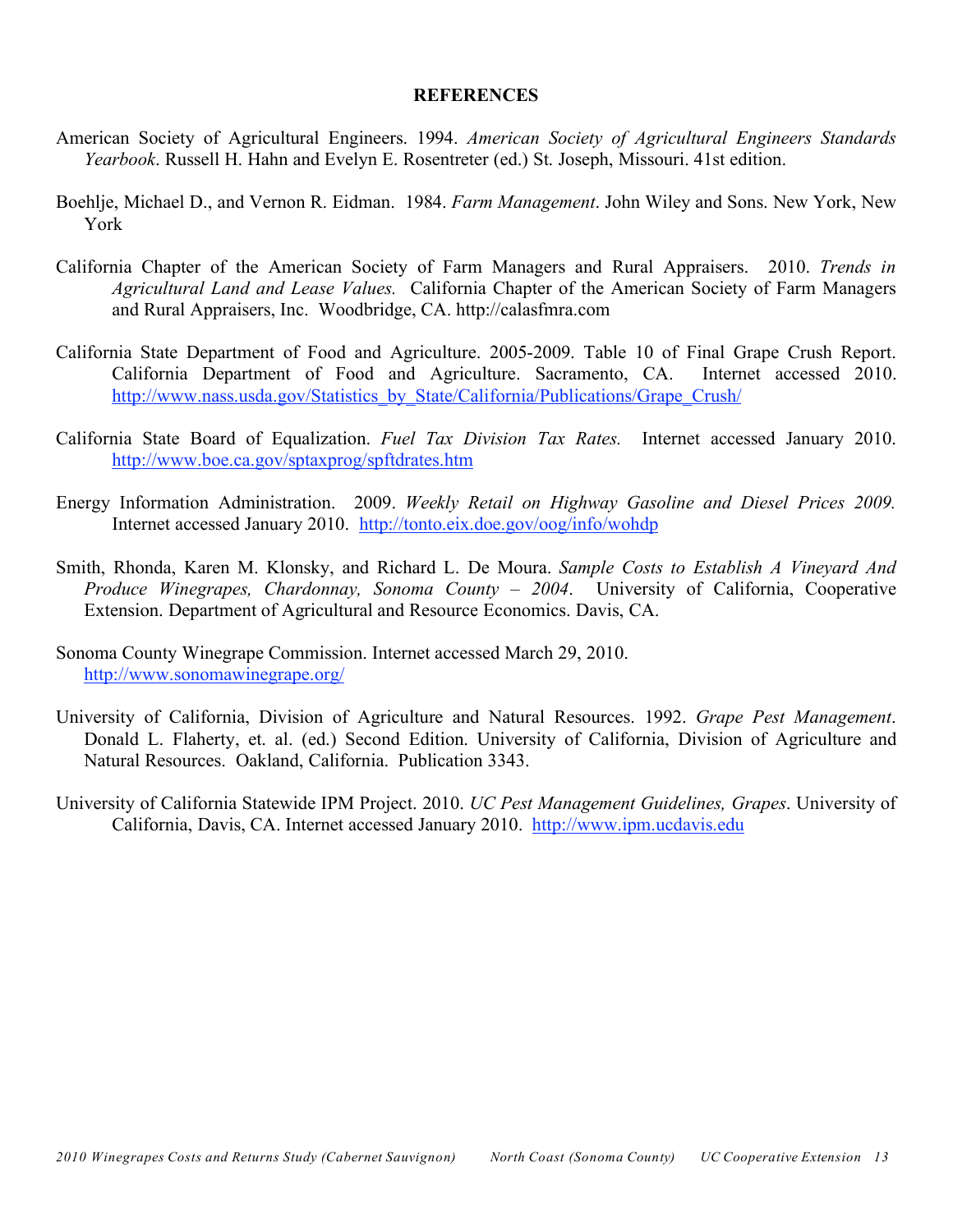## REFERENCES

American Society of Agricultural Engineers. 1994. *American Society of Agricultural Engineers Standards Yearbook*. Russell H. Hahn and Evelyn E. Rosentreter (ed.) St. Joseph, Missouri. 41st edition.

Boehlje, Michael D., and Vernon R. Eidman. 1984. *Farm Management*. John Wiley and Sons. New York, New York

California Chapter of the American Society of Farm Managers and Rural Appraisers. 2010. *Trends in Agricultural Land and Lease Values.* California Chapter of the American Society of Farm Managers and Rural Appraisers, Inc. Woodbridge, CA. http://calasfmra.com

California State Department of Food and Agriculture. 2005-2009. Table 10 of Final Grape Crush Report. California Department of Food and Agriculture. Sacramento, CA. Internet accessed 2010. http://www.nass.usda.gov/Statistics_by_State/California/Publications/Grape_Crush/

California State Board of Equalization. *Fuel Tax Division Tax Rates.* Internet accessed January 2010. http://www.boe.ca.gov/sptaxprog/spftdrates.htm

Energy Information Administration. 2009. *Weekly Retail on Highway Gasoline and Diesel Prices 2009.* Internet accessed January 2010. http://tonto.eix.doe.gov/oog/info/wohdp

Smith, Rhonda, Karen M. Klonsky, and Richard L. De Moura. *Sample Costs to Establish A Vineyard And Produce Winegrapes, Chardonnay, Sonoma County – 2004*. University of California, Cooperative Extension. Department of Agricultural and Resource Economics. Davis, CA.

Sonoma County Winegrape Commission. Internet accessed March 29, 2010. http://www.sonomawinegrape.org/

University of California, Division of Agriculture and Natural Resources. 1992. *Grape Pest Management*. Donald L. Flaherty, et. al. (ed.) Second Edition. University of California, Division of Agriculture and Natural Resources. Oakland, California. Publication 3343.

University of California Statewide IPM Project. 2010. *UC Pest Management Guidelines, Grapes*. University of California, Davis, CA. Internet accessed January 2010. http://www.ipm.ucdavis.edu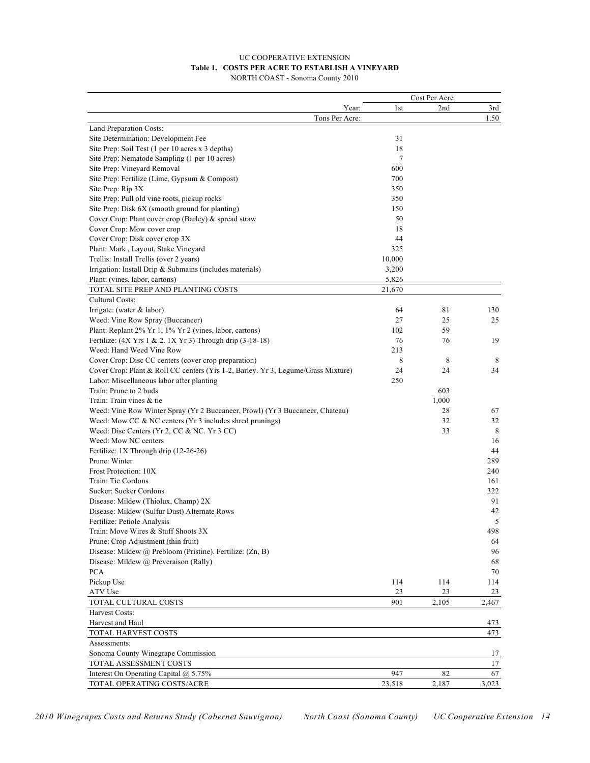UC COOPERATIVE EXTENSION

**Table 1. COSTS PER ACRE TO ESTABLISH A VINEYARD**

NORTH COAST - Sonoma County 2010

| | Cost Per Acre | | |
|---|---|---|---|
| Year: | 1st | 2nd | 3rd |
| Tons Per Acre: | | | 1.50 |
| Land Preparation Costs: | | | |
| Site Determination: Development Fee | 31 | | |
| Site Prep: Soil Test (1 per 10 acres x 3 depths) | 18 | | |
| Site Prep: Nematode Sampling (1 per 10 acres) | 7 | | |
| Site Prep: Vineyard Removal | 600 | | |
| Site Prep: Fertilize (Lime, Gypsum & Compost) | 700 | | |
| Site Prep: Rip 3X | 350 | | |
| Site Prep: Pull old vine roots, pickup rocks | 350 | | |
| Site Prep: Disk 6X (smooth ground for planting) | 150 | | |
| Cover Crop: Plant cover crop (Barley) & spread straw | 50 | | |
| Cover Crop: Mow cover crop | 18 | | |
| Cover Crop: Disk cover crop 3X | 44 | | |
| Plant: Mark , Layout, Stake Vineyard | 325 | | |
| Trellis: Install Trellis (over 2 years) | 10,000 | | |
| Irrigation: Install Drip & Submains (includes materials) | 3,200 | | |
| Plant: (vines, labor, cartons) | 5,826 | | |
| TOTAL SITE PREP AND PLANTING COSTS | 21,670 | | |
| Cultural Costs: | | | |
| Irrigate: (water & labor) | 64 | 81 | 130 |
| Weed: Vine Row Spray (Buccaneer) | 27 | 25 | 25 |
| Plant: Replant 2% Yr 1, 1% Yr 2 (vines, labor, cartons) | 102 | 59 | |
| Fertilize: (4X Yrs 1 & 2. 1X Yr 3) Through drip (3-18-18) | 76 | 76 | 19 |
| Weed: Hand Weed Vine Row | 213 | | |
| Cover Crop: Disc CC centers (cover crop preparation) | 8 | 8 | 8 |
| Cover Crop: Plant & Roll CC centers (Yrs 1-2, Barley. Yr 3, Legume/Grass Mixture) | 24 | 24 | 34 |
| Labor: Miscellaneous labor after planting | 250 | | |
| Train: Prune to 2 buds | | 603 | |
| Train: Train vines & tie | | 1,000 | |
| Weed: Vine Row Winter Spray (Yr 2 Buccaneer, Prowl) (Yr 3 Buccaneer, Chateau) | | 28 | 67 |
| Weed: Mow CC & NC centers (Yr 3 includes shred prunings) | | 32 | 32 |
| Weed: Disc Centers (Yr 2, CC & NC. Yr 3 CC) | | 33 | 8 |
| Weed: Mow NC centers | | | 16 |
| Fertilize: 1X Through drip (12-26-26) | | | 44 |
| Prune: Winter | | | 289 |
| Frost Protection: 10X | | | 240 |
| Train: Tie Cordons | | | 161 |
| Sucker: Sucker Cordons | | | 322 |
| Disease: Mildew (Thiolux, Champ) 2X | | | 91 |
| Disease: Mildew (Sulfur Dust) Alternate Rows | | | 42 |
| Fertilize: Petiole Analysis | | | 5 |
| Train: Move Wires & Stuff Shoots 3X | | | 498 |
| Prune: Crop Adjustment (thin fruit) | | | 64 |
| Disease: Mildew @ Prebloom (Pristine). Fertilize: (Zn, B) | | | 96 |
| Disease: Mildew @ Preveraison (Rally) | | | 68 |
| PCA | | | 70 |
| Pickup Use | 114 | 114 | 114 |
| ATV Use | 23 | 23 | 23 |
| TOTAL CULTURAL COSTS | 901 | 2,105 | 2,467 |
| Harvest Costs: | | | |
| Harvest and Haul | | | 473 |
| TOTAL HARVEST COSTS | | | 473 |
| Assessments: | | | |
| Sonoma County Winegrape Commission | | | 17 |
| TOTAL ASSESSMENT COSTS | | | 17 |
| Interest On Operating Capital @ 5.75% | 947 | 82 | 67 |
| TOTAL OPERATING COSTS/ACRE | 23,518 | 2,187 | 3,023 |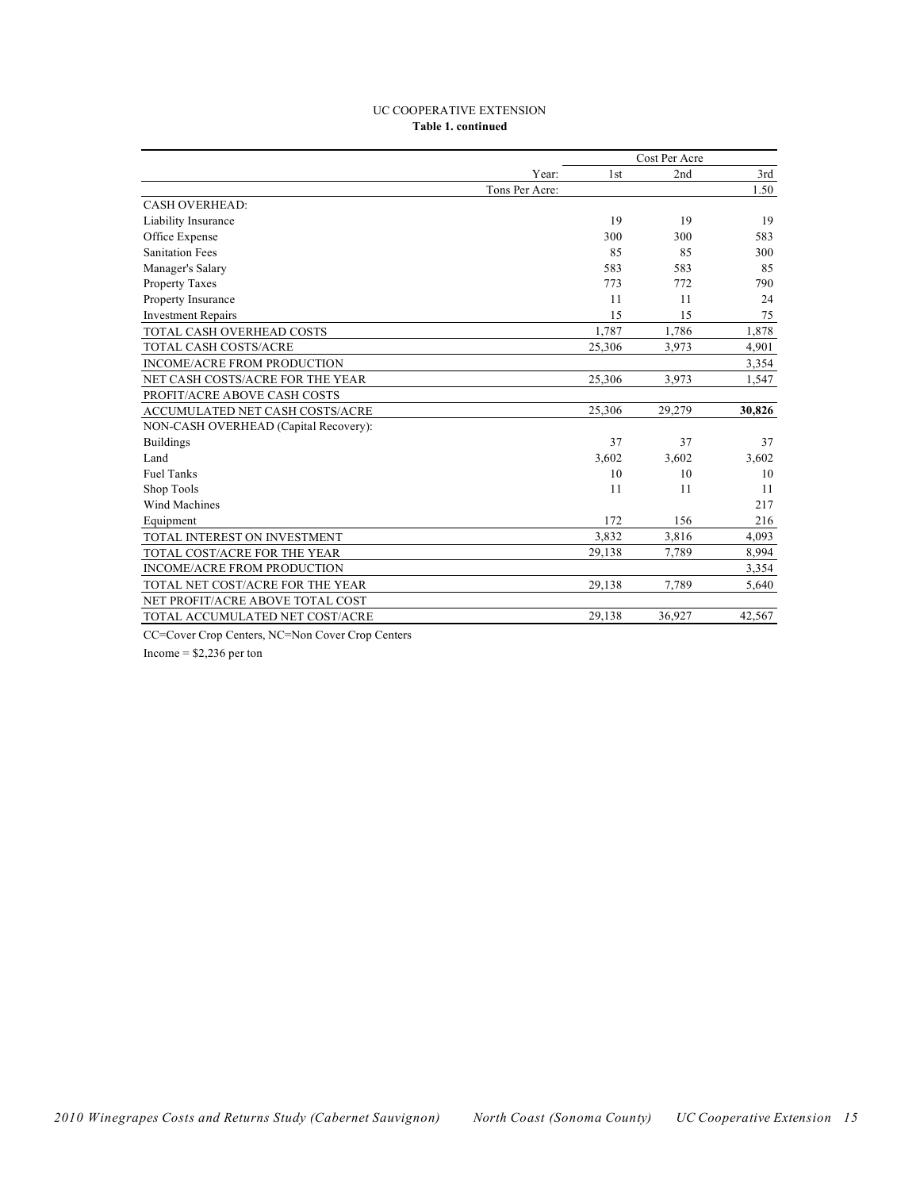UC COOPERATIVE EXTENSION

**Table 1. continued**

| | Cost Per Acre | | |
|---|---|---|---|
| Year: | 1st | 2nd | 3rd |
| Tons Per Acre: | | | 1.50 |
| CASH OVERHEAD: | | | |
| Liability Insurance | 19 | 19 | 19 |
| Office Expense | 300 | 300 | 583 |
| Sanitation Fees | 85 | 85 | 300 |
| Manager's Salary | 583 | 583 | 85 |
| Property Taxes | 773 | 772 | 790 |
| Property Insurance | 11 | 11 | 24 |
| Investment Repairs | 15 | 15 | 75 |
| TOTAL CASH OVERHEAD COSTS | 1,787 | 1,786 | 1,878 |
| TOTAL CASH COSTS/ACRE | 25,306 | 3,973 | 4,901 |
| INCOME/ACRE FROM PRODUCTION | | | 3,354 |
| NET CASH COSTS/ACRE FOR THE YEAR | 25,306 | 3,973 | 1,547 |
| PROFIT/ACRE ABOVE CASH COSTS | | | |
| ACCUMULATED NET CASH COSTS/ACRE | 25,306 | 29,279 | **30,826** |
| NON-CASH OVERHEAD (Capital Recovery): | | | |
| Buildings | 37 | 37 | 37 |
| Land | 3,602 | 3,602 | 3,602 |
| Fuel Tanks | 10 | 10 | 10 |
| Shop Tools | 11 | 11 | 11 |
| Wind Machines | | | 217 |
| Equipment | 172 | 156 | 216 |
| TOTAL INTEREST ON INVESTMENT | 3,832 | 3,816 | 4,093 |
| TOTAL COST/ACRE FOR THE YEAR | 29,138 | 7,789 | 8,994 |
| INCOME/ACRE FROM PRODUCTION | | | 3,354 |
| TOTAL NET COST/ACRE FOR THE YEAR | 29,138 | 7,789 | 5,640 |
| NET PROFIT/ACRE ABOVE TOTAL COST | | | |
| TOTAL ACCUMULATED NET COST/ACRE | 29,138 | 36,927 | 42,567 |

CC=Cover Crop Centers, NC=Non Cover Crop Centers

Income = $2,236 per ton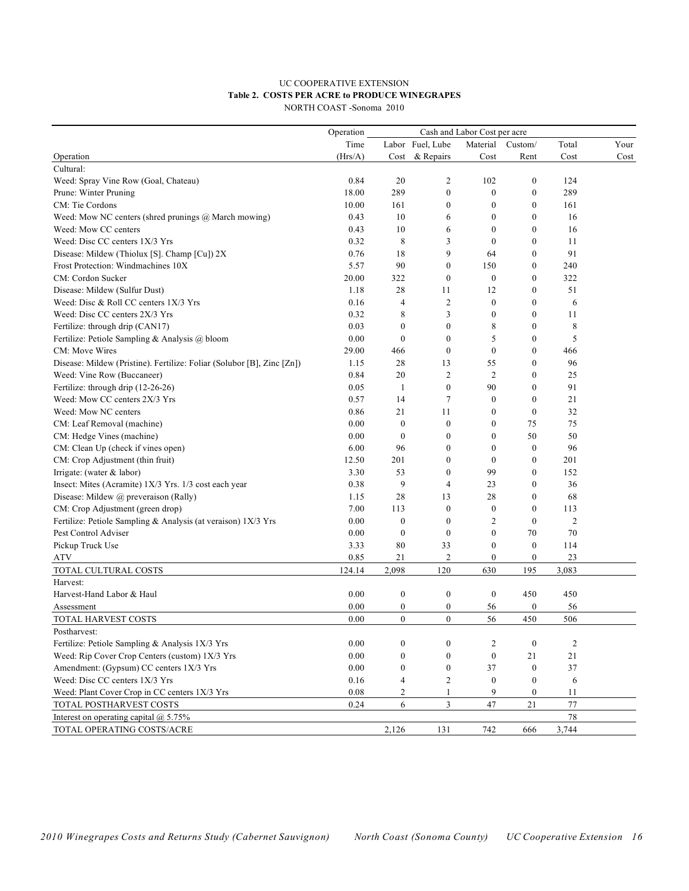UC COOPERATIVE EXTENSION

**Table 2. COSTS PER ACRE to PRODUCE WINEGRAPES**

NORTH COAST -Sonoma 2010

| Operation | Operation Time (Hrs/A) | Labor Cost | Fuel, Lube & Repairs | Material Cost | Custom/ Rent | Total Cost | Your Cost |
|---|---|---|---|---|---|---|---|
| Cultural: | | | | | | | |
| Weed: Spray Vine Row (Goal, Chateau) | 0.84 | 20 | 2 | 102 | 0 | 124 | |
| Prune: Winter Pruning | 18.00 | 289 | 0 | 0 | 0 | 289 | |
| CM: Tie Cordons | 10.00 | 161 | 0 | 0 | 0 | 161 | |
| Weed: Mow NC centers (shred prunings @ March mowing) | 0.43 | 10 | 6 | 0 | 0 | 16 | |
| Weed: Mow CC centers | 0.43 | 10 | 6 | 0 | 0 | 16 | |
| Weed: Disc CC centers 1X/3 Yrs | 0.32 | 8 | 3 | 0 | 0 | 11 | |
| Disease: Mildew (Thiolux [S]. Champ [Cu]) 2X | 0.76 | 18 | 9 | 64 | 0 | 91 | |
| Frost Protection: Windmachines 10X | 5.57 | 90 | 0 | 150 | 0 | 240 | |
| CM: Cordon Sucker | 20.00 | 322 | 0 | 0 | 0 | 322 | |
| Disease: Mildew (Sulfur Dust) | 1.18 | 28 | 11 | 12 | 0 | 51 | |
| Weed: Disc & Roll CC centers 1X/3 Yrs | 0.16 | 4 | 2 | 0 | 0 | 6 | |
| Weed: Disc CC centers 2X/3 Yrs | 0.32 | 8 | 3 | 0 | 0 | 11 | |
| Fertilize: through drip (CAN17) | 0.03 | 0 | 0 | 8 | 0 | 8 | |
| Fertilize: Petiole Sampling & Analysis @ bloom | 0.00 | 0 | 0 | 5 | 0 | 5 | |
| CM: Move Wires | 29.00 | 466 | 0 | 0 | 0 | 466 | |
| Disease: Mildew (Pristine). Fertilize: Foliar (Solubor [B], Zinc [Zn]) | 1.15 | 28 | 13 | 55 | 0 | 96 | |
| Weed: Vine Row (Buccaneer) | 0.84 | 20 | 2 | 2 | 0 | 25 | |
| Fertilize: through drip (12-26-26) | 0.05 | 1 | 0 | 90 | 0 | 91 | |
| Weed: Mow CC centers 2X/3 Yrs | 0.57 | 14 | 7 | 0 | 0 | 21 | |
| Weed: Mow NC centers | 0.86 | 21 | 11 | 0 | 0 | 32 | |
| CM: Leaf Removal (machine) | 0.00 | 0 | 0 | 0 | 75 | 75 | |
| CM: Hedge Vines (machine) | 0.00 | 0 | 0 | 0 | 50 | 50 | |
| CM: Clean Up (check if vines open) | 6.00 | 96 | 0 | 0 | 0 | 96 | |
| CM: Crop Adjustment (thin fruit) | 12.50 | 201 | 0 | 0 | 0 | 201 | |
| Irrigate: (water & labor) | 3.30 | 53 | 0 | 99 | 0 | 152 | |
| Insect: Mites (Acramite) 1X/3 Yrs. 1/3 cost each year | 0.38 | 9 | 4 | 23 | 0 | 36 | |
| Disease: Mildew @ preveraison (Rally) | 1.15 | 28 | 13 | 28 | 0 | 68 | |
| CM: Crop Adjustment (green drop) | 7.00 | 113 | 0 | 0 | 0 | 113 | |
| Fertilize: Petiole Sampling & Analysis (at veraison) 1X/3 Yrs | 0.00 | 0 | 0 | 2 | 0 | 2 | |
| Pest Control Adviser | 0.00 | 0 | 0 | 0 | 70 | 70 | |
| Pickup Truck Use | 3.33 | 80 | 33 | 0 | 0 | 114 | |
| ATV | 0.85 | 21 | 2 | 0 | 0 | 23 | |
| TOTAL CULTURAL COSTS | 124.14 | 2,098 | 120 | 630 | 195 | 3,083 | |
| Harvest: | | | | | | | |
| Harvest-Hand Labor & Haul | 0.00 | 0 | 0 | 0 | 450 | 450 | |
| Assessment | 0.00 | 0 | 0 | 56 | 0 | 56 | |
| TOTAL HARVEST COSTS | 0.00 | 0 | 0 | 56 | 450 | 506 | |
| Postharvest: | | | | | | | |
| Fertilize: Petiole Sampling & Analysis 1X/3 Yrs | 0.00 | 0 | 0 | 2 | 0 | 2 | |
| Weed: Rip Cover Crop Centers (custom) 1X/3 Yrs | 0.00 | 0 | 0 | 0 | 21 | 21 | |
| Amendment: (Gypsum) CC centers 1X/3 Yrs | 0.00 | 0 | 0 | 37 | 0 | 37 | |
| Weed: Disc CC centers 1X/3 Yrs | 0.16 | 4 | 2 | 0 | 0 | 6 | |
| Weed: Plant Cover Crop in CC centers 1X/3 Yrs | 0.08 | 2 | 1 | 9 | 0 | 11 | |
| TOTAL POSTHARVEST COSTS | 0.24 | 6 | 3 | 47 | 21 | 77 | |
| Interest on operating capital @ 5.75% | | | | | | 78 | |
| TOTAL OPERATING COSTS/ACRE | | 2,126 | 131 | 742 | 666 | 3,744 | |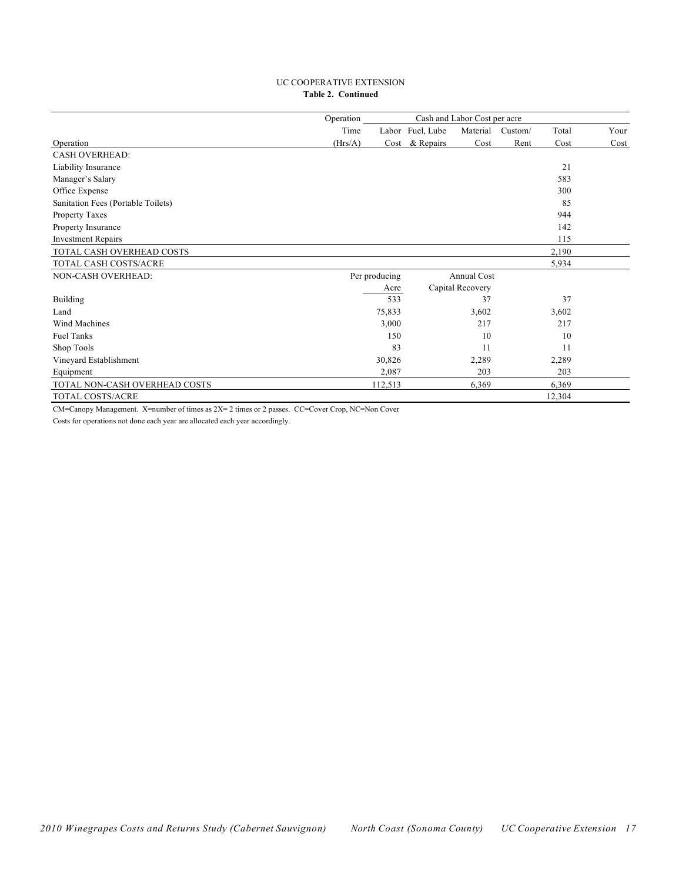UC COOPERATIVE EXTENSION

**Table 2. Continued**

| Operation | Operation Time (Hrs/A) | Labor Cost | Fuel, Lube & Repairs | Material Cost | Custom/ Rent | Total Cost | Your Cost |
|---|---|---|---|---|---|---|---|
| | | Cash and Labor Cost per acre | | | | | |
| CASH OVERHEAD: | | | | | | | |
| Liability Insurance | | | | | | 21 | |
| Manager's Salary | | | | | | 583 | |
| Office Expense | | | | | | 300 | |
| Sanitation Fees (Portable Toilets) | | | | | | 85 | |
| Property Taxes | | | | | | 944 | |
| Property Insurance | | | | | | 142 | |
| Investment Repairs | | | | | | 115 | |
| TOTAL CASH OVERHEAD COSTS | | | | | | 2,190 | |
| TOTAL CASH COSTS/ACRE | | | | | | 5,934 | |
| NON-CASH OVERHEAD: | | Per producing Acre | | Annual Cost Capital Recovery | | | |
| Building | | 533 | | 37 | | 37 | |
| Land | | 75,833 | | 3,602 | | 3,602 | |
| Wind Machines | | 3,000 | | 217 | | 217 | |
| Fuel Tanks | | 150 | | 10 | | 10 | |
| Shop Tools | | 83 | | 11 | | 11 | |
| Vineyard Establishment | | 30,826 | | 2,289 | | 2,289 | |
| Equipment | | 2,087 | | 203 | | 203 | |
| TOTAL NON-CASH OVERHEAD COSTS | | 112,513 | | 6,369 | | 6,369 | |
| TOTAL COSTS/ACRE | | | | | | 12,304 | |

CM=Canopy Management. X=number of times as 2X= 2 times or 2 passes. CC=Cover Crop, NC=Non Cover

Costs for operations not done each year are allocated each year accordingly.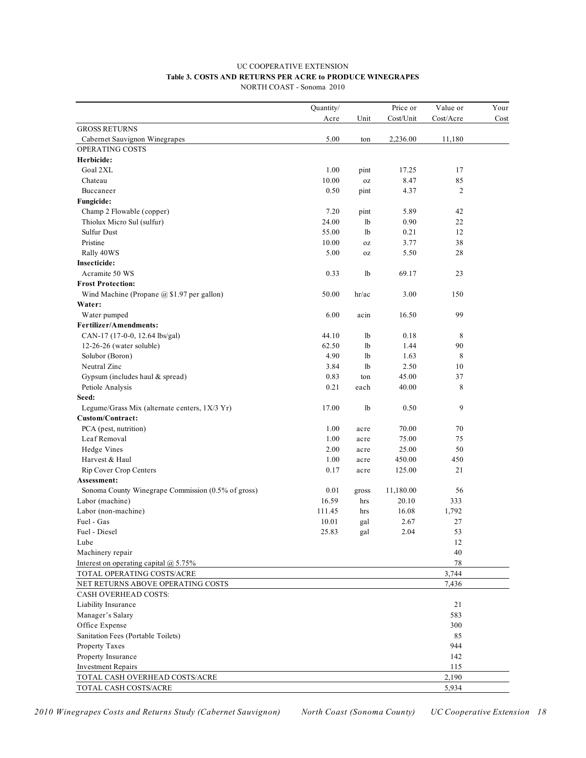UC COOPERATIVE EXTENSION

**Table 3. COSTS AND RETURNS PER ACRE to PRODUCE WINEGRAPES**

NORTH COAST - Sonoma 2010

| | Quantity/ Acre | Unit | Price or Cost/Unit | Value or Cost/Acre | Your Cost |
|---|---|---|---|---|---|
| GROSS RETURNS | | | | | |
| Cabernet Sauvignon Winegrapes | 5.00 | ton | 2,236.00 | 11,180 | |
| OPERATING COSTS | | | | | |
| **Herbicide:** | | | | | |
| Goal 2XL | 1.00 | pint | 17.25 | 17 | |
| Chateau | 10.00 | oz | 8.47 | 85 | |
| Buccaneer | 0.50 | pint | 4.37 | 2 | |
| **Fungicide:** | | | | | |
| Champ 2 Flowable (copper) | 7.20 | pint | 5.89 | 42 | |
| Thiolux Micro Sul (sulfur) | 24.00 | lb | 0.90 | 22 | |
| Sulfur Dust | 55.00 | lb | 0.21 | 12 | |
| Pristine | 10.00 | oz | 3.77 | 38 | |
| Rally 40WS | 5.00 | oz | 5.50 | 28 | |
| **Insecticide:** | | | | | |
| Acramite 50 WS | 0.33 | lb | 69.17 | 23 | |
| **Frost Protection:** | | | | | |
| Wind Machine (Propane @ $1.97 per gallon) | 50.00 | hr/ac | 3.00 | 150 | |
| **Water:** | | | | | |
| Water pumped | 6.00 | acin | 16.50 | 99 | |
| **Fertilizer/Amendments:** | | | | | |
| CAN-17 (17-0-0, 12.64 lbs/gal) | 44.10 | lb | 0.18 | 8 | |
| 12-26-26 (water soluble) | 62.50 | lb | 1.44 | 90 | |
| Solubor (Boron) | 4.90 | lb | 1.63 | 8 | |
| Neutral Zinc | 3.84 | lb | 2.50 | 10 | |
| Gypsum (includes haul & spread) | 0.83 | ton | 45.00 | 37 | |
| Petiole Analysis | 0.21 | each | 40.00 | 8 | |
| **Seed:** | | | | | |
| Legume/Grass Mix (alternate centers, 1X/3 Yr) | 17.00 | lb | 0.50 | 9 | |
| **Custom/Contract:** | | | | | |
| PCA (pest, nutrition) | 1.00 | acre | 70.00 | 70 | |
| Leaf Removal | 1.00 | acre | 75.00 | 75 | |
| Hedge Vines | 2.00 | acre | 25.00 | 50 | |
| Harvest & Haul | 1.00 | acre | 450.00 | 450 | |
| Rip Cover Crop Centers | 0.17 | acre | 125.00 | 21 | |
| **Assessment:** | | | | | |
| Sonoma County Winegrape Commission (0.5% of gross) | 0.01 | gross | 11,180.00 | 56 | |
| Labor (machine) | 16.59 | hrs | 20.10 | 333 | |
| Labor (non-machine) | 111.45 | hrs | 16.08 | 1,792 | |
| Fuel - Gas | 10.01 | gal | 2.67 | 27 | |
| Fuel - Diesel | 25.83 | gal | 2.04 | 53 | |
| Lube | | | | 12 | |
| Machinery repair | | | | 40 | |
| Interest on operating capital @ 5.75% | | | | 78 | |
| TOTAL OPERATING COSTS/ACRE | | | | 3,744 | |
| NET RETURNS ABOVE OPERATING COSTS | | | | 7,436 | |
| CASH OVERHEAD COSTS: | | | | | |
| Liability Insurance | | | | 21 | |
| Manager's Salary | | | | 583 | |
| Office Expense | | | | 300 | |
| Sanitation Fees (Portable Toilets) | | | | 85 | |
| Property Taxes | | | | 944 | |
| Property Insurance | | | | 142 | |
| Investment Repairs | | | | 115 | |
| TOTAL CASH OVERHEAD COSTS/ACRE | | | | 2,190 | |
| TOTAL CASH COSTS/ACRE | | | | 5,934 | |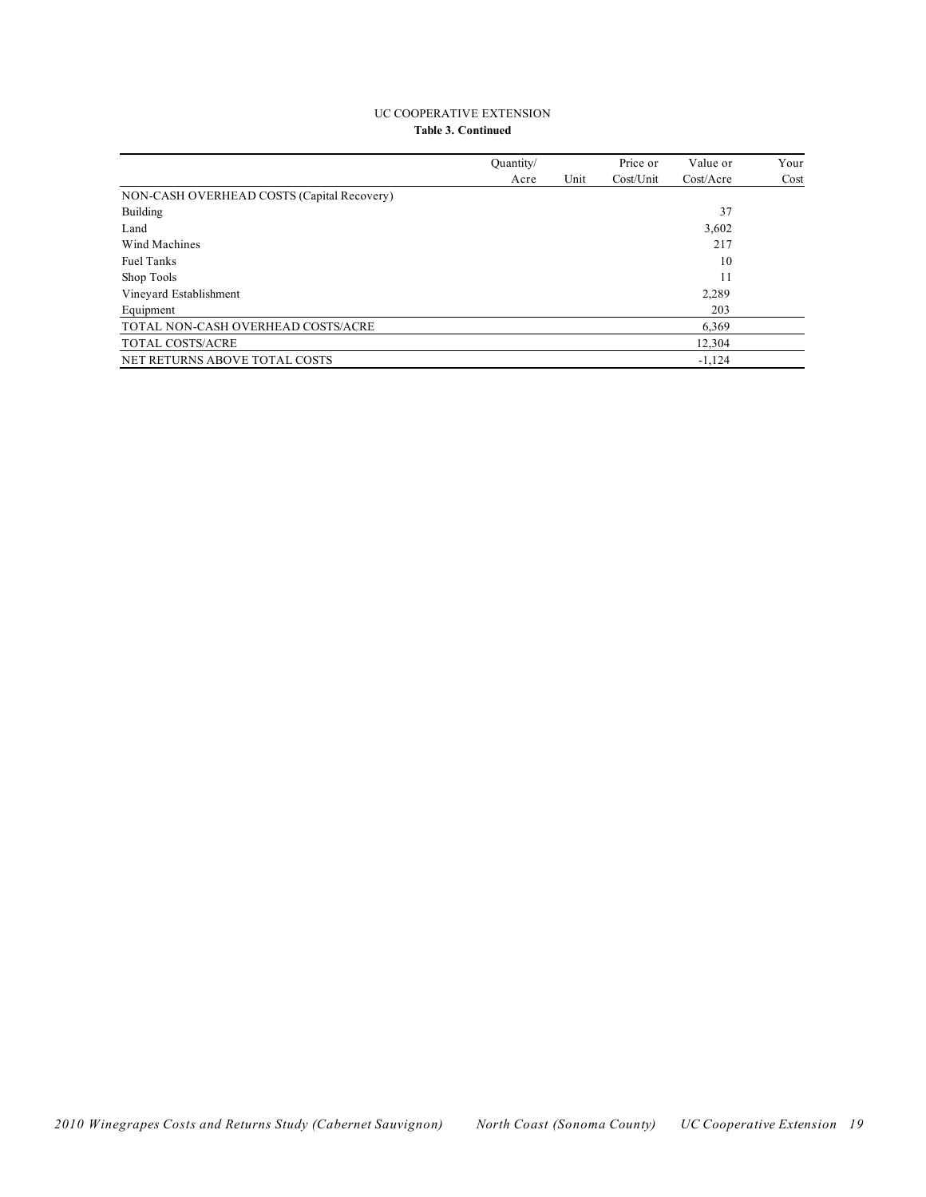UC COOPERATIVE EXTENSION

**Table 3. Continued**

| | Quantity/ Acre | Unit | Price or Cost/Unit | Value or Cost/Acre | Your Cost |
|---|---|---|---|---|---|
| NON-CASH OVERHEAD COSTS (Capital Recovery) | | | | | |
| Building | | | | 37 | |
| Land | | | | 3,602 | |
| Wind Machines | | | | 217 | |
| Fuel Tanks | | | | 10 | |
| Shop Tools | | | | 11 | |
| Vineyard Establishment | | | | 2,289 | |
| Equipment | | | | 203 | |
| TOTAL NON-CASH OVERHEAD COSTS/ACRE | | | | 6,369 | |
| TOTAL COSTS/ACRE | | | | 12,304 | |
| NET RETURNS ABOVE TOTAL COSTS | | | | -1,124 | |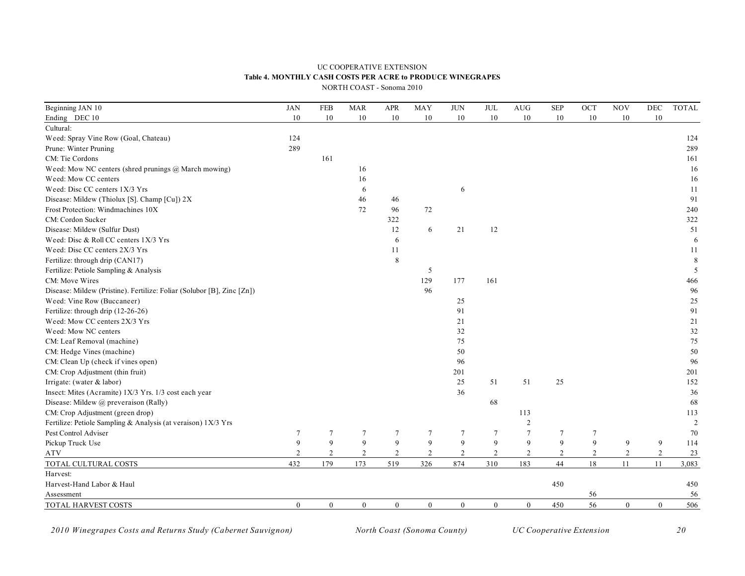UC COOPERATIVE EXTENSION

**Table 4. MONTHLY CASH COSTS PER ACRE to PRODUCE WINEGRAPES**

NORTH COAST - Sonoma 2010

| Beginning JAN 10 | JAN | FEB | MAR | APR | MAY | JUN | JUL | AUG | SEP | OCT | NOV | DEC | TOTAL |
|---|---|---|---|---|---|---|---|---|---|---|---|---|---|
| Ending DEC 10 | 10 | 10 | 10 | 10 | 10 | 10 | 10 | 10 | 10 | 10 | 10 | 10 | |
| Cultural: | | | | | | | | | | | | | |
| Weed: Spray Vine Row (Goal, Chateau) | 124 | | | | | | | | | | | | 124 |
| Prune: Winter Pruning | 289 | | | | | | | | | | | | 289 |
| CM: Tie Cordons | | 161 | | | | | | | | | | | 161 |
| Weed: Mow NC centers (shred prunings @ March mowing) | | | 16 | | | | | | | | | | 16 |
| Weed: Mow CC centers | | | 16 | | | | | | | | | | 16 |
| Weed: Disc CC centers 1X/3 Yrs | | | 6 | | | 6 | | | | | | | 11 |
| Disease: Mildew (Thiolux [S]. Champ [Cu]) 2X | | | 46 | 46 | | | | | | | | | 91 |
| Frost Protection: Windmachines 10X | | | 72 | 96 | 72 | | | | | | | | 240 |
| CM: Cordon Sucker | | | | 322 | | | | | | | | | 322 |
| Disease: Mildew (Sulfur Dust) | | | | 12 | 6 | 21 | 12 | | | | | | 51 |
| Weed: Disc & Roll CC centers 1X/3 Yrs | | | | 6 | | | | | | | | | 6 |
| Weed: Disc CC centers 2X/3 Yrs | | | | 11 | | | | | | | | | 11 |
| Fertilize: through drip (CAN17) | | | | 8 | | | | | | | | | 8 |
| Fertilize: Petiole Sampling & Analysis | | | | | 5 | | | | | | | | 5 |
| CM: Move Wires | | | | | 129 | 177 | 161 | | | | | | 466 |
| Disease: Mildew (Pristine). Fertilize: Foliar (Solubor [B], Zinc [Zn]) | | | | | 96 | | | | | | | | 96 |
| Weed: Vine Row (Buccaneer) | | | | | | 25 | | | | | | | 25 |
| Fertilize: through drip (12-26-26) | | | | | | 91 | | | | | | | 91 |
| Weed: Mow CC centers 2X/3 Yrs | | | | | | 21 | | | | | | | 21 |
| Weed: Mow NC centers | | | | | | 32 | | | | | | | 32 |
| CM: Leaf Removal (machine) | | | | | | 75 | | | | | | | 75 |
| CM: Hedge Vines (machine) | | | | | | 50 | | | | | | | 50 |
| CM: Clean Up (check if vines open) | | | | | | 96 | | | | | | | 96 |
| CM: Crop Adjustment (thin fruit) | | | | | | 201 | | | | | | | 201 |
| Irrigate: (water & labor) | | | | | | 25 | 51 | 51 | 25 | | | | 152 |
| Insect: Mites (Acramite) 1X/3 Yrs. 1/3 cost each year | | | | | | 36 | | | | | | | 36 |
| Disease: Mildew @ preveraison (Rally) | | | | | | | 68 | | | | | | 68 |
| CM: Crop Adjustment (green drop) | | | | | | | | 113 | | | | | 113 |
| Fertilize: Petiole Sampling & Analysis (at veraison) 1X/3 Yrs | | | | | | | | 2 | | | | | 2 |
| Pest Control Adviser | 7 | 7 | 7 | 7 | 7 | 7 | 7 | 7 | 7 | 7 | | | 70 |
| Pickup Truck Use | 9 | 9 | 9 | 9 | 9 | 9 | 9 | 9 | 9 | 9 | 9 | 9 | 114 |
| ATV | 2 | 2 | 2 | 2 | 2 | 2 | 2 | 2 | 2 | 2 | 2 | 2 | 23 |
| TOTAL CULTURAL COSTS | 432 | 179 | 173 | 519 | 326 | 874 | 310 | 183 | 44 | 18 | 11 | 11 | 3,083 |
| Harvest: | | | | | | | | | | | | | |
| Harvest-Hand Labor & Haul | | | | | | | | | 450 | | | | 450 |
| Assessment | | | | | | | | | | 56 | | | 56 |
| TOTAL HARVEST COSTS | 0 | 0 | 0 | 0 | 0 | 0 | 0 | 0 | 450 | 56 | 0 | 0 | 506 |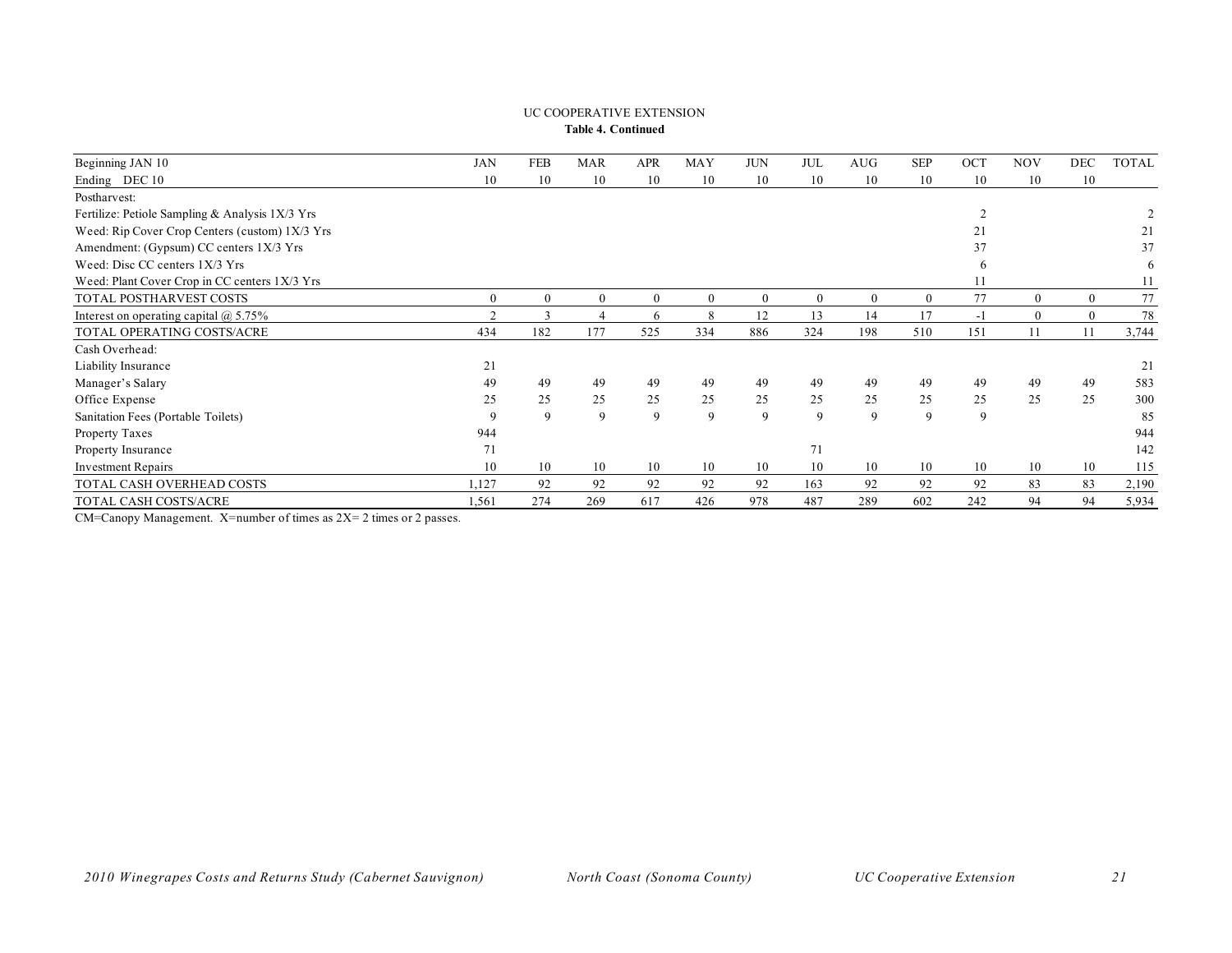UC COOPERATIVE EXTENSION

**Table 4. Continued**

| Beginning JAN 10 | JAN | FEB | MAR | APR | MAY | JUN | JUL | AUG | SEP | OCT | NOV | DEC | TOTAL |
|---|---|---|---|---|---|---|---|---|---|---|---|---|---|
| Ending DEC 10 | 10 | 10 | 10 | 10 | 10 | 10 | 10 | 10 | 10 | 10 | 10 | 10 | |
| Postharvest: | | | | | | | | | | | | | |
| Fertilize: Petiole Sampling & Analysis 1X/3 Yrs | | | | | | | | | | 2 | | | 2 |
| Weed: Rip Cover Crop Centers (custom) 1X/3 Yrs | | | | | | | | | | 21 | | | 21 |
| Amendment: (Gypsum) CC centers 1X/3 Yrs | | | | | | | | | | 37 | | | 37 |
| Weed: Disc CC centers 1X/3 Yrs | | | | | | | | | | 6 | | | 6 |
| Weed: Plant Cover Crop in CC centers 1X/3 Yrs | | | | | | | | | | 11 | | | 11 |
| TOTAL POSTHARVEST COSTS | 0 | 0 | 0 | 0 | 0 | 0 | 0 | 0 | 0 | 77 | 0 | 0 | 77 |
| Interest on operating capital @ 5.75% | 2 | 3 | 4 | 6 | 8 | 12 | 13 | 14 | 17 | -1 | 0 | 0 | 78 |
| TOTAL OPERATING COSTS/ACRE | 434 | 182 | 177 | 525 | 334 | 886 | 324 | 198 | 510 | 151 | 11 | 11 | 3,744 |
| Cash Overhead: | | | | | | | | | | | | | |
| Liability Insurance | 21 | | | | | | | | | | | | 21 |
| Manager's Salary | 49 | 49 | 49 | 49 | 49 | 49 | 49 | 49 | 49 | 49 | 49 | 49 | 583 |
| Office Expense | 25 | 25 | 25 | 25 | 25 | 25 | 25 | 25 | 25 | 25 | 25 | 25 | 300 |
| Sanitation Fees (Portable Toilets) | 9 | 9 | 9 | 9 | 9 | 9 | 9 | 9 | 9 | 9 | | | 85 |
| Property Taxes | 944 | | | | | | | | | | | | 944 |
| Property Insurance | 71 | | | | | | 71 | | | | | | 142 |
| Investment Repairs | 10 | 10 | 10 | 10 | 10 | 10 | 10 | 10 | 10 | 10 | 10 | 10 | 115 |
| TOTAL CASH OVERHEAD COSTS | 1,127 | 92 | 92 | 92 | 92 | 92 | 163 | 92 | 92 | 92 | 83 | 83 | 2,190 |
| TOTAL CASH COSTS/ACRE | 1,561 | 274 | 269 | 617 | 426 | 978 | 487 | 289 | 602 | 242 | 94 | 94 | 5,934 |

CM=Canopy Management. X=number of times as 2X= 2 times or 2 passes.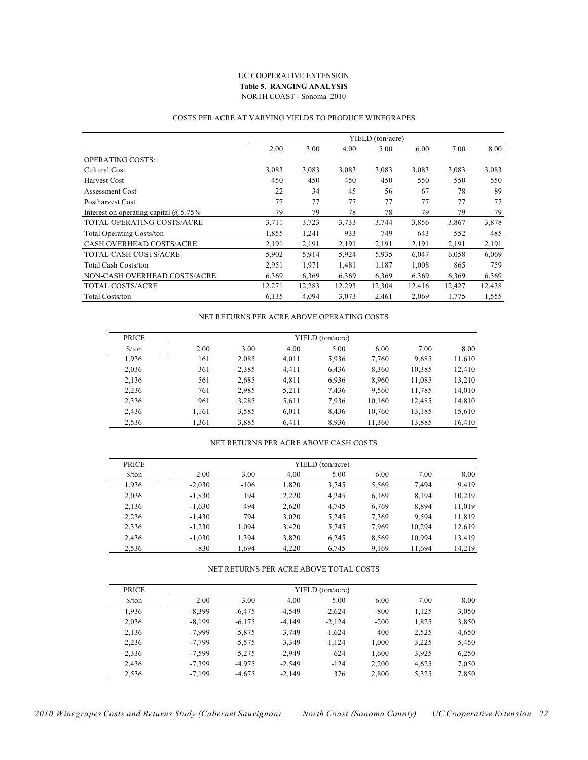UC COOPERATIVE EXTENSION

**Table 5. RANGING ANALYSIS**

NORTH COAST - Sonoma 2010

COSTS PER ACRE AT VARYING YIELDS TO PRODUCE WINEGRAPES

| | YIELD (ton/acre) | | | | | | |
|---|---|---|---|---|---|---|---|
| | 2.00 | 3.00 | 4.00 | 5.00 | 6.00 | 7.00 | 8.00 |
| OPERATING COSTS: | | | | | | | |
| Cultural Cost | 3,083 | 3,083 | 3,083 | 3,083 | 3,083 | 3,083 | 3,083 |
| Harvest Cost | 450 | 450 | 450 | 450 | 550 | 550 | 550 |
| Assessment Cost | 22 | 34 | 45 | 56 | 67 | 78 | 89 |
| Postharvest Cost | 77 | 77 | 77 | 77 | 77 | 77 | 77 |
| Interest on operating capital @ 5.75% | 79 | 79 | 78 | 78 | 79 | 79 | 79 |
| TOTAL OPERATING COSTS/ACRE | 3,711 | 3,723 | 3,733 | 3,744 | 3,856 | 3,867 | 3,878 |
| Total Operating Costs/ton | 1,855 | 1,241 | 933 | 749 | 643 | 552 | 485 |
| CASH OVERHEAD COSTS/ACRE | 2,191 | 2,191 | 2,191 | 2,191 | 2,191 | 2,191 | 2,191 |
| TOTAL CASH COSTS/ACRE | 5,902 | 5,914 | 5,924 | 5,935 | 6,047 | 6,058 | 6,069 |
| Total Cash Costs/ton | 2,951 | 1,971 | 1,481 | 1,187 | 1,008 | 865 | 759 |
| NON-CASH OVERHEAD COSTS/ACRE | 6,369 | 6,369 | 6,369 | 6,369 | 6,369 | 6,369 | 6,369 |
| TOTAL COSTS/ACRE | 12,271 | 12,283 | 12,293 | 12,304 | 12,416 | 12,427 | 12,438 |
| Total Costs/ton | 6,135 | 4,094 | 3,073 | 2,461 | 2,069 | 1,775 | 1,555 |

NET RETURNS PER ACRE ABOVE OPERATING COSTS

| PRICE | YIELD (ton/acre) | | | | | | |
|---|---|---|---|---|---|---|---|
| $/ton | 2.00 | 3.00 | 4.00 | 5.00 | 6.00 | 7.00 | 8.00 |
| 1,936 | 161 | 2,085 | 4,011 | 5,936 | 7,760 | 9,685 | 11,610 |
| 2,036 | 361 | 2,385 | 4,411 | 6,436 | 8,360 | 10,385 | 12,410 |
| 2,136 | 561 | 2,685 | 4,811 | 6,936 | 8,960 | 11,085 | 13,210 |
| 2,236 | 761 | 2,985 | 5,211 | 7,436 | 9,560 | 11,785 | 14,010 |
| 2,336 | 961 | 3,285 | 5,611 | 7,936 | 10,160 | 12,485 | 14,810 |
| 2,436 | 1,161 | 3,585 | 6,011 | 8,436 | 10,760 | 13,185 | 15,610 |
| 2,536 | 1,361 | 3,885 | 6,411 | 8,936 | 11,360 | 13,885 | 16,410 |

NET RETURNS PER ACRE ABOVE CASH COSTS

| PRICE | YIELD (ton/acre) | | | | | | |
|---|---|---|---|---|---|---|---|
| $/ton | 2.00 | 3.00 | 4.00 | 5.00 | 6.00 | 7.00 | 8.00 |
| 1,936 | -2,030 | -106 | 1,820 | 3,745 | 5,569 | 7,494 | 9,419 |
| 2,036 | -1,830 | 194 | 2,220 | 4,245 | 6,169 | 8,194 | 10,219 |
| 2,136 | -1,630 | 494 | 2,620 | 4,745 | 6,769 | 8,894 | 11,019 |
| 2,236 | -1,430 | 794 | 3,020 | 5,245 | 7,369 | 9,594 | 11,819 |
| 2,336 | -1,230 | 1,094 | 3,420 | 5,745 | 7,969 | 10,294 | 12,619 |
| 2,436 | -1,030 | 1,394 | 3,820 | 6,245 | 8,569 | 10,994 | 13,419 |
| 2,536 | -830 | 1,694 | 4,220 | 6,745 | 9,169 | 11,694 | 14,219 |

NET RETURNS PER ACRE ABOVE TOTAL COSTS

| PRICE | YIELD (ton/acre) | | | | | | |
|---|---|---|---|---|---|---|---|
| $/ton | 2.00 | 3.00 | 4.00 | 5.00 | 6.00 | 7.00 | 8.00 |
| 1,936 | -8,399 | -6,475 | -4,549 | -2,624 | -800 | 1,125 | 3,050 |
| 2,036 | -8,199 | -6,175 | -4,149 | -2,124 | -200 | 1,825 | 3,850 |
| 2,136 | -7,999 | -5,875 | -3,749 | -1,624 | 400 | 2,525 | 4,650 |
| 2,236 | -7,799 | -5,575 | -3,349 | -1,124 | 1,000 | 3,225 | 5,450 |
| 2,336 | -7,599 | -5,275 | -2,949 | -624 | 1,600 | 3,925 | 6,250 |
| 2,436 | -7,399 | -4,975 | -2,549 | -124 | 2,200 | 4,625 | 7,050 |
| 2,536 | -7,199 | -4,675 | -2,149 | 376 | 2,800 | 5,325 | 7,850 |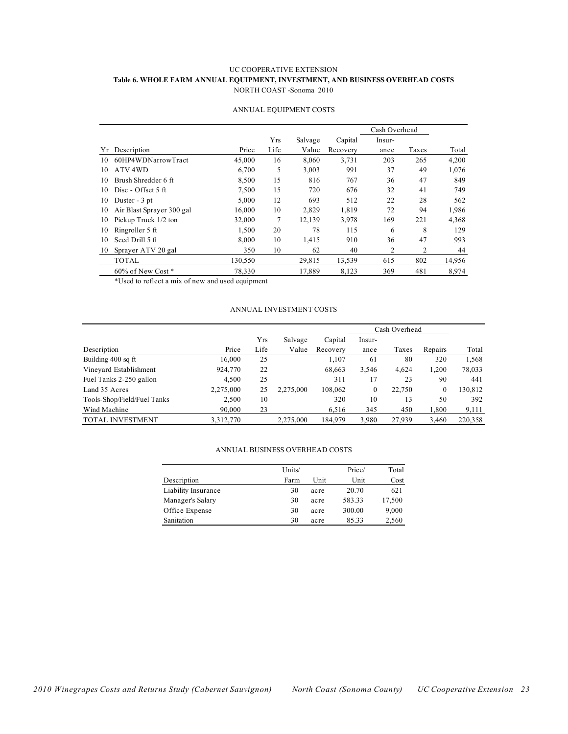UC COOPERATIVE EXTENSION

**Table 6. WHOLE FARM ANNUAL EQUIPMENT, INVESTMENT, AND BUSINESS OVERHEAD COSTS**

NORTH COAST -Sonoma 2010

ANNUAL EQUIPMENT COSTS

| | | | | | | Cash Overhead | | |
|---|---|---|---|---|---|---|---|---|
| Yr | Description | Price | Yrs Life | Salvage Value | Capital Recovery | Insur-ance | Taxes | Total |
| 10 | 60HP4WDNarrowTract | 45,000 | 16 | 8,060 | 3,731 | 203 | 265 | 4,200 |
| 10 | ATV 4WD | 6,700 | 5 | 3,003 | 991 | 37 | 49 | 1,076 |
| 10 | Brush Shredder 6 ft | 8,500 | 15 | 816 | 767 | 36 | 47 | 849 |
| 10 | Disc - Offset 5 ft | 7,500 | 15 | 720 | 676 | 32 | 41 | 749 |
| 10 | Duster - 3 pt | 5,000 | 12 | 693 | 512 | 22 | 28 | 562 |
| 10 | Air Blast Sprayer 300 gal | 16,000 | 10 | 2,829 | 1,819 | 72 | 94 | 1,986 |
| 10 | Pickup Truck 1/2 ton | 32,000 | 7 | 12,139 | 3,978 | 169 | 221 | 4,368 |
| 10 | Ringroller 5 ft | 1,500 | 20 | 78 | 115 | 6 | 8 | 129 |
| 10 | Seed Drill 5 ft | 8,000 | 10 | 1,415 | 910 | 36 | 47 | 993 |
| 10 | Sprayer ATV 20 gal | 350 | 10 | 62 | 40 | 2 | 2 | 44 |
| | TOTAL | 130,550 | | 29,815 | 13,539 | 615 | 802 | 14,956 |
| | 60% of New Cost * | 78,330 | | 17,889 | 8,123 | 369 | 481 | 8,974 |

*Used to reflect a mix of new and used equipment

ANNUAL INVESTMENT COSTS

| | | | | | Cash Overhead | | | |
|---|---|---|---|---|---|---|---|---|
| Description | Price | Yrs Life | Salvage Value | Capital Recovery | Insur-ance | Taxes | Repairs | Total |
| Building 400 sq ft | 16,000 | 25 | | 1,107 | 61 | 80 | 320 | 1,568 |
| Vineyard Establishment | 924,770 | 22 | | 68,663 | 3,546 | 4,624 | 1,200 | 78,033 |
| Fuel Tanks 2-250 gallon | 4,500 | 25 | | 311 | 17 | 23 | 90 | 441 |
| Land 35 Acres | 2,275,000 | 25 | 2,275,000 | 108,062 | 0 | 22,750 | 0 | 130,812 |
| Tools-Shop/Field/Fuel Tanks | 2,500 | 10 | | 320 | 10 | 13 | 50 | 392 |
| Wind Machine | 90,000 | 23 | | 6,516 | 345 | 450 | 1,800 | 9,111 |
| TOTAL INVESTMENT | 3,312,770 | | 2,275,000 | 184,979 | 3,980 | 27,939 | 3,460 | 220,358 |

ANNUAL BUSINESS OVERHEAD COSTS

| Description | Units/ Farm | Unit | Price/ Unit | Total Cost |
|---|---|---|---|---|
| Liability Insurance | 30 | acre | 20.70 | 621 |
| Manager's Salary | 30 | acre | 583.33 | 17,500 |
| Office Expense | 30 | acre | 300.00 | 9,000 |
| Sanitation | 30 | acre | 85.33 | 2,560 |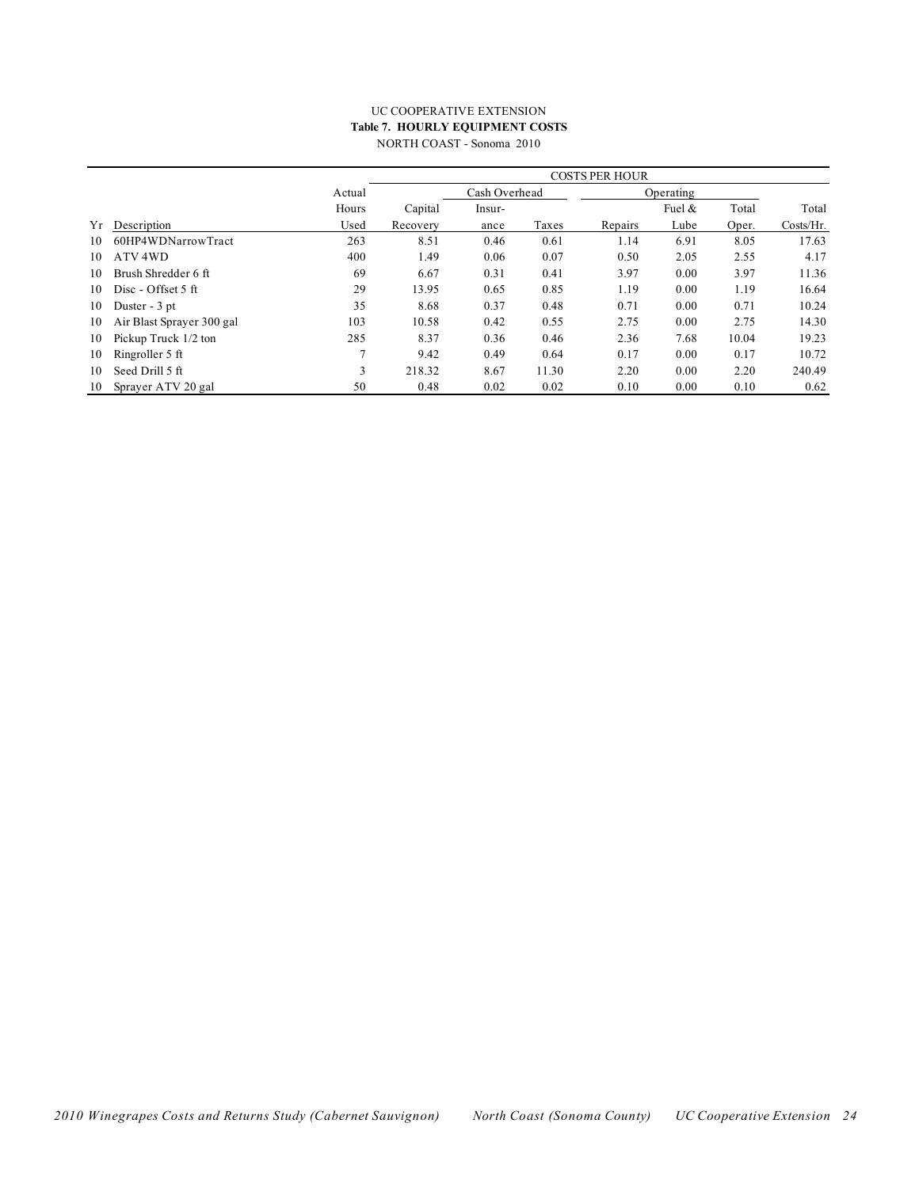UC COOPERATIVE EXTENSION

**Table 7. HOURLY EQUIPMENT COSTS**

NORTH COAST - Sonoma 2010

| | | | COSTS PER HOUR | | | | | | |
|---|---|---|---|---|---|---|---|---|---|
| | | Actual | | Cash Overhead | | Operating | | | |
| | | Hours | Capital | Insur- | | | Fuel & | Total | Total |
| Yr | Description | Used | Recovery | ance | Taxes | Repairs | Lube | Oper. | Costs/Hr. |
| 10 | 60HP4WDNarrowTract | 263 | 8.51 | 0.46 | 0.61 | 1.14 | 6.91 | 8.05 | 17.63 |
| 10 | ATV 4WD | 400 | 1.49 | 0.06 | 0.07 | 0.50 | 2.05 | 2.55 | 4.17 |
| 10 | Brush Shredder 6 ft | 69 | 6.67 | 0.31 | 0.41 | 3.97 | 0.00 | 3.97 | 11.36 |
| 10 | Disc - Offset 5 ft | 29 | 13.95 | 0.65 | 0.85 | 1.19 | 0.00 | 1.19 | 16.64 |
| 10 | Duster - 3 pt | 35 | 8.68 | 0.37 | 0.48 | 0.71 | 0.00 | 0.71 | 10.24 |
| 10 | Air Blast Sprayer 300 gal | 103 | 10.58 | 0.42 | 0.55 | 2.75 | 0.00 | 2.75 | 14.30 |
| 10 | Pickup Truck 1/2 ton | 285 | 8.37 | 0.36 | 0.46 | 2.36 | 7.68 | 10.04 | 19.23 |
| 10 | Ringroller 5 ft | 7 | 9.42 | 0.49 | 0.64 | 0.17 | 0.00 | 0.17 | 10.72 |
| 10 | Seed Drill 5 ft | 3 | 218.32 | 8.67 | 11.30 | 2.20 | 0.00 | 2.20 | 240.49 |
| 10 | Sprayer ATV 20 gal | 50 | 0.48 | 0.02 | 0.02 | 0.10 | 0.00 | 0.10 | 0.62 |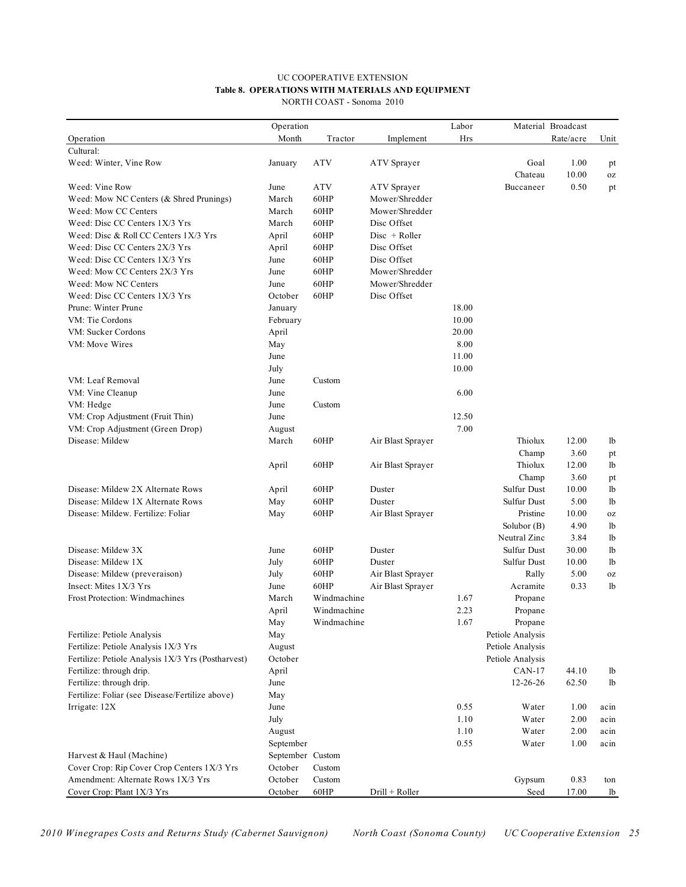UC COOPERATIVE EXTENSION

**Table 8. OPERATIONS WITH MATERIALS AND EQUIPMENT**

NORTH COAST - Sonoma 2010

| Operation | Operation Month | Tractor | Implement | Labor Hrs | Material | Broadcast Rate/acre | Unit |
|---|---|---|---|---|---|---|---|
| Cultural: | | | | | | | |
| Weed: Winter, Vine Row | January | ATV | ATV Sprayer | | Goal | 1.00 | pt |
| | | | | | Chateau | 10.00 | oz |
| Weed: Vine Row | June | ATV | ATV Sprayer | | Buccaneer | 0.50 | pt |
| Weed: Mow NC Centers (& Shred Prunings) | March | 60HP | Mower/Shredder | | | | |
| Weed: Mow CC Centers | March | 60HP | Mower/Shredder | | | | |
| Weed: Disc CC Centers 1X/3 Yrs | March | 60HP | Disc Offset | | | | |
| Weed: Disc & Roll CC Centers 1X/3 Yrs | April | 60HP | Disc + Roller | | | | |
| Weed: Disc CC Centers 2X/3 Yrs | April | 60HP | Disc Offset | | | | |
| Weed: Disc CC Centers 1X/3 Yrs | June | 60HP | Disc Offset | | | | |
| Weed: Mow CC Centers 2X/3 Yrs | June | 60HP | Mower/Shredder | | | | |
| Weed: Mow NC Centers | June | 60HP | Mower/Shredder | | | | |
| Weed: Disc CC Centers 1X/3 Yrs | October | 60HP | Disc Offset | | | | |
| Prune: Winter Prune | January | | | 18.00 | | | |
| VM: Tie Cordons | February | | | 10.00 | | | |
| VM: Sucker Cordons | April | | | 20.00 | | | |
| VM: Move Wires | May | | | 8.00 | | | |
| | June | | | 11.00 | | | |
| | July | | | 10.00 | | | |
| VM: Leaf Removal | June | Custom | | | | | |
| VM: Vine Cleanup | June | | | 6.00 | | | |
| VM: Hedge | June | Custom | | | | | |
| VM: Crop Adjustment (Fruit Thin) | June | | | 12.50 | | | |
| VM: Crop Adjustment (Green Drop) | August | | | 7.00 | | | |
| Disease: Mildew | March | 60HP | Air Blast Sprayer | | Thiolux | 12.00 | lb |
| | | | | | Champ | 3.60 | pt |
| | April | 60HP | Air Blast Sprayer | | Thiolux | 12.00 | lb |
| | | | | | Champ | 3.60 | pt |
| Disease: Mildew 2X Alternate Rows | April | 60HP | Duster | | Sulfur Dust | 10.00 | lb |
| Disease: Mildew 1X Alternate Rows | May | 60HP | Duster | | Sulfur Dust | 5.00 | lb |
| Disease: Mildew. Fertilize: Foliar | May | 60HP | Air Blast Sprayer | | Pristine | 10.00 | oz |
| | | | | | Solubor (B) | 4.90 | lb |
| | | | | | Neutral Zinc | 3.84 | lb |
| Disease: Mildew 3X | June | 60HP | Duster | | Sulfur Dust | 30.00 | lb |
| Disease: Mildew 1X | July | 60HP | Duster | | Sulfur Dust | 10.00 | lb |
| Disease: Mildew (preveraison) | July | 60HP | Air Blast Sprayer | | Rally | 5.00 | oz |
| Insect: Mites 1X/3 Yrs | June | 60HP | Air Blast Sprayer | | Acramite | 0.33 | lb |
| Frost Protection: Windmachines | March | Windmachine | | 1.67 | Propane | | |
| | April | Windmachine | | 2.23 | Propane | | |
| | May | Windmachine | | 1.67 | Propane | | |
| Fertilize: Petiole Analysis | May | | | | Petiole Analysis | | |
| Fertilize: Petiole Analysis 1X/3 Yrs | August | | | | Petiole Analysis | | |
| Fertilize: Petiole Analysis 1X/3 Yrs (Postharvest) | October | | | | Petiole Analysis | | |
| Fertilize: through drip. | April | | | | CAN-17 | 44.10 | lb |
| Fertilize: through drip. | June | | | | 12-26-26 | 62.50 | lb |
| Fertilize: Foliar (see Disease/Fertilize above) | May | | | | | | |
| Irrigate: 12X | June | | | 0.55 | Water | 1.00 | acin |
| | July | | | 1.10 | Water | 2.00 | acin |
| | August | | | 1.10 | Water | 2.00 | acin |
| | September | | | 0.55 | Water | 1.00 | acin |
| Harvest & Haul (Machine) | September | Custom | | | | | |
| Cover Crop: Rip Cover Crop Centers 1X/3 Yrs | October | Custom | | | | | |
| Amendment: Alternate Rows 1X/3 Yrs | October | Custom | | | Gypsum | 0.83 | ton |
| Cover Crop: Plant 1X/3 Yrs | October | 60HP | Drill + Roller | | Seed | 17.00 | lb |